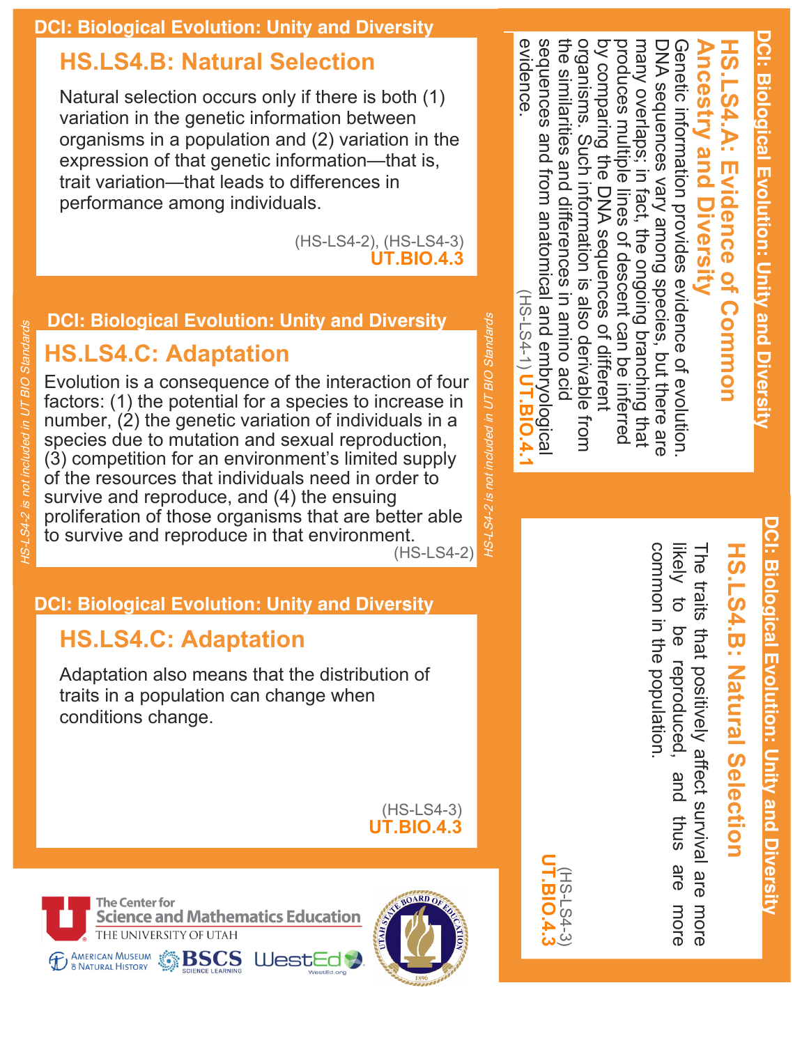DCI: Biological Evolution: Unity and Diversity

## HS.LS4.B: Natural Selection

Natural selection occurs only if there is both (1) variation in the genetic information between organisms in a population and (2) variation in the expression of that genetic information—that is, trait variation—that leads to differences in performance among individuals.

(HS-LS4-2), (HS-LS4-3)
**UT.BIO.4.3**

DCI: Biological Evolution: Unity and Diversity

## HS.LS4.C: Adaptation

Evolution is a consequence of the interaction of four factors: (1) the potential for a species to increase in number, (2) the genetic variation of individuals in a species due to mutation and sexual reproduction, (3) competition for an environment's limited supply of the resources that individuals need in order to survive and reproduce, and (4) the ensuing proliferation of those organisms that are better able to survive and reproduce in that environment.

(HS-LS4-2)

*HS-LS4-2 is not included in UT BIO Standards*

DCI: Biological Evolution: Unity and Diversity

## HS.LS4.C: Adaptation

Adaptation also means that the distribution of traits in a population can change when conditions change.

(HS-LS4-3)
**UT.BIO.4.3**

DCI: Biological Evolution: Unity and Diversity

## HS.LS4.A: Evidence of Common Ancestry and Diversity

Genetic information provides evidence of evolution. DNA sequences vary among species, but there are many overlaps; in fact, the ongoing branching that produces multiple lines of descent can be inferred by comparing the DNA sequences of different organisms. Such information is also derivable from the similarities and differences in amino acid sequences and from anatomical and embryological evidence.

(HS-LS4-1) **UT.BIO.4.1**

DCI: Biological Evolution: Unity and Diversity

## HS.LS4.B: Natural Selection

The traits that positively affect survival are more likely to be reproduced, and thus are more common in the population.

(HS-LS4-3)
**UT.BIO.4.3**

The Center for Science and Mathematics Education, The University of Utah

American Museum of Natural History · BSCS Science Learning · WestEd · Utah State Board of Education 1896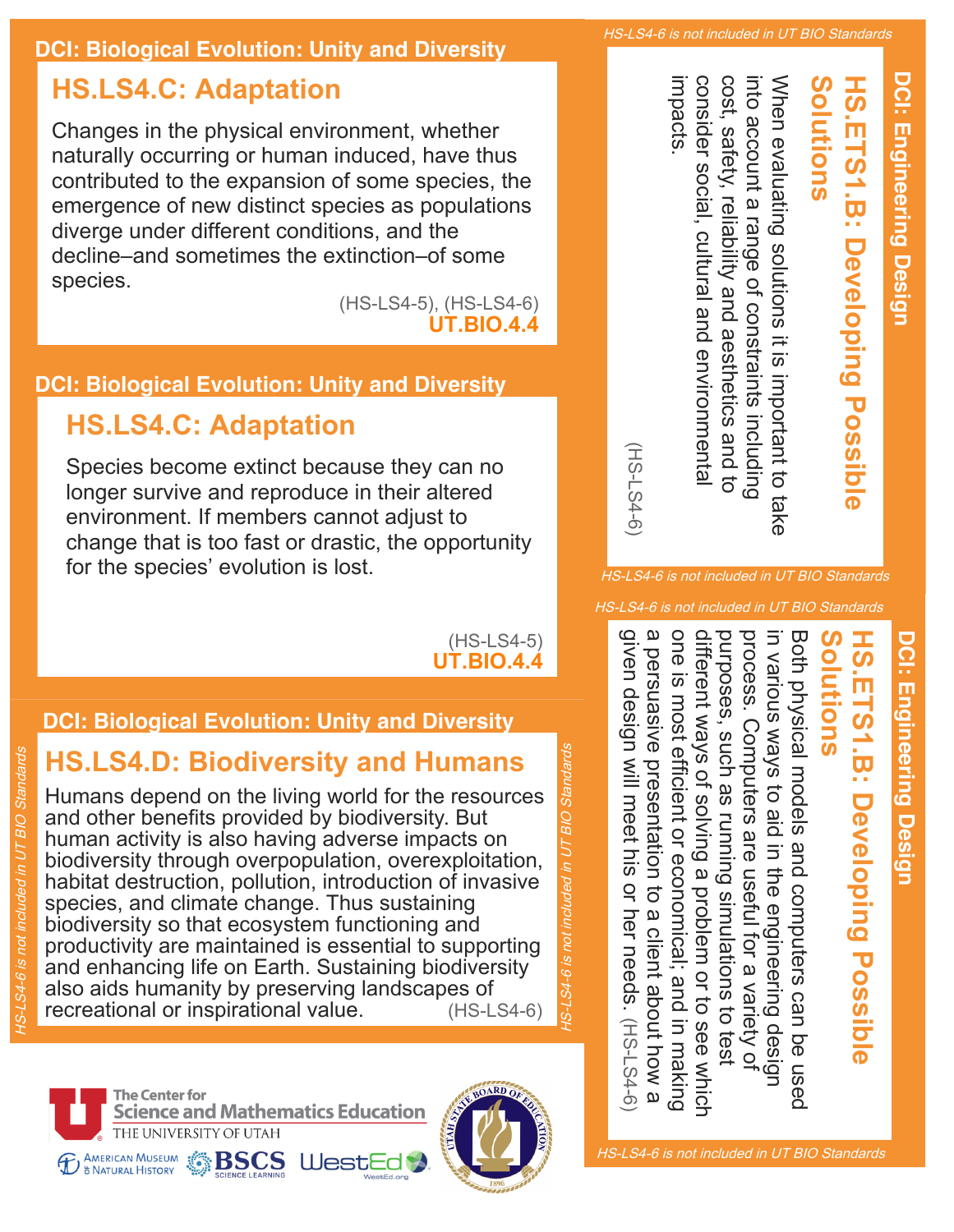## DCI: Biological Evolution: Unity and Diversity

### HS.LS4.C: Adaptation

Changes in the physical environment, whether naturally occurring or human induced, have thus contributed to the expansion of some species, the emergence of new distinct species as populations diverge under different conditions, and the decline–and sometimes the extinction–of some species.

(HS-LS4-5), (HS-LS4-6)
**UT.BIO.4.4**

## DCI: Biological Evolution: Unity and Diversity

### HS.LS4.C: Adaptation

Species become extinct because they can no longer survive and reproduce in their altered environment. If members cannot adjust to change that is too fast or drastic, the opportunity for the species' evolution is lost.

(HS-LS4-5)
**UT.BIO.4.4**

## DCI: Biological Evolution: Unity and Diversity

### HS.LS4.D: Biodiversity and Humans

Humans depend on the living world for the resources and other benefits provided by biodiversity. But human activity is also having adverse impacts on biodiversity through overpopulation, overexploitation, habitat destruction, pollution, introduction of invasive species, and climate change. Thus sustaining biodiversity so that ecosystem functioning and productivity are maintained is essential to supporting and enhancing life on Earth. Sustaining biodiversity also aids humanity by preserving landscapes of recreational or inspirational value. (HS-LS4-6)

*HS-LS4-6 is not included in UT BIO Standards*

## DCI: Engineering Design

### HS.ETS1.B: Developing Possible Solutions

When evaluating solutions it is important to take into account a range of constraints including cost, safety, reliability and aesthetics and to consider social, cultural and environmental impacts.

(HS-LS4-6)

*HS-LS4-6 is not included in UT BIO Standards*

## DCI: Engineering Design

### HS.ETS1.B: Developing Possible Solutions

Both physical models and computers can be used in various ways to aid in the engineering design process. Computers are useful for a variety of purposes, such as running simulations to test different ways of solving a problem or to see which one is most efficient or economical; and in making a persuasive presentation to a client about how a given design will meet his or her needs. (HS-LS4-6)

*HS-LS4-6 is not included in UT BIO Standards*

The Center for Science and Mathematics Education, The University of Utah
American Museum of Natural History
BSCS Science Learning
WestEd
Utah State Board of Education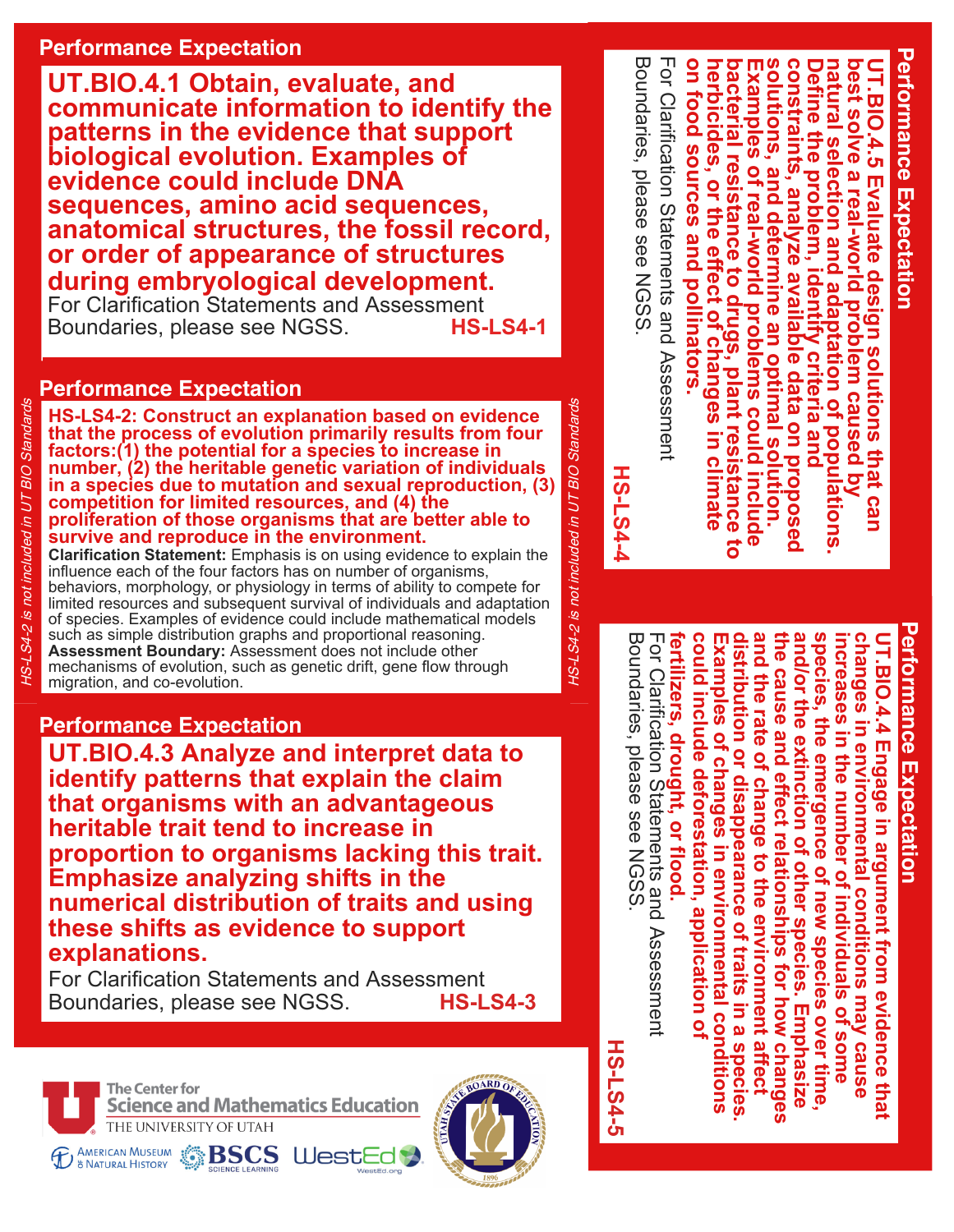## Performance Expectation

**UT.BIO.4.1 Obtain, evaluate, and communicate information to identify the patterns in the evidence that support biological evolution. Examples of evidence could include DNA sequences, amino acid sequences, anatomical structures, the fossil record, or order of appearance of structures during embryological development.**

For Clarification Statements and Assessment Boundaries, please see NGSS. **HS-LS4-1**

## Performance Expectation

*HS-LS4-2 is not included in UT BIO Standards*

**HS-LS4-2: Construct an explanation based on evidence that the process of evolution primarily results from four factors:(1) the potential for a species to increase in number, (2) the heritable genetic variation of individuals in a species due to mutation and sexual reproduction, (3) competition for limited resources, and (4) the proliferation of those organisms that are better able to survive and reproduce in the environment.**

**Clarification Statement:** Emphasis is on using evidence to explain the influence each of the four factors has on number of organisms, behaviors, morphology, or physiology in terms of ability to compete for limited resources and subsequent survival of individuals and adaptation of species. Examples of evidence could include mathematical models such as simple distribution graphs and proportional reasoning.

**Assessment Boundary:** Assessment does not include other mechanisms of evolution, such as genetic drift, gene flow through migration, and co-evolution.

## Performance Expectation

**UT.BIO.4.3 Analyze and interpret data to identify patterns that explain the claim that organisms with an advantageous heritable trait tend to increase in proportion to organisms lacking this trait. Emphasize analyzing shifts in the numerical distribution of traits and using these shifts as evidence to support explanations.**

For Clarification Statements and Assessment Boundaries, please see NGSS. **HS-LS4-3**

## Performance Expectation

**UT.BIO.4.5 Evaluate design solutions that can best solve a real-world problem caused by natural selection and adaptation of populations. Define the problem, identify criteria and constraints, analyze available data on proposed solutions, and determine an optimal solution. Examples of real-world problems could include bacterial resistance to drugs, plant resistance to herbicides, or the effect of changes in climate on food sources and pollinators.**

For Clarification Statements and Assessment Boundaries, please see NGSS. **HS-LS4-4**

## Performance Expectation

**UT.BIO.4.4 Engage in argument from evidence that changes in environmental conditions may cause increases in the number of individuals of some species, the emergence of new species over time, and/or the extinction of other species. Emphasize the cause and effect relationships for how changes and the rate of change to the environment affect distribution or disappearance of traits in a species. Examples of changes in environmental conditions could include deforestation, application of fertilizers, drought, or flood.**

For Clarification Statements and Assessment Boundaries, please see NGSS. **HS-LS4-5**

The Center for Science and Mathematics Education, The University of Utah
American Museum of Natural History | BSCS Science Learning | WestEd | Utah State Board of Education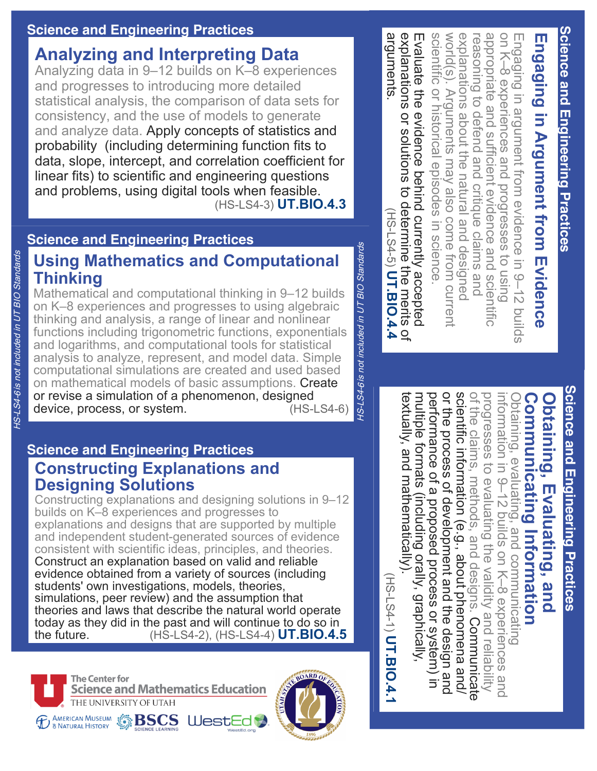## Science and Engineering Practices

### Analyzing and Interpreting Data

Analyzing data in 9–12 builds on K–8 experiences and progresses to introducing more detailed statistical analysis, the comparison of data sets for consistency, and the use of models to generate and analyze data. Apply concepts of statistics and probability (including determining function fits to data, slope, intercept, and correlation coefficient for linear fits) to scientific and engineering questions and problems, using digital tools when feasible. (HS-LS4-3) **UT.BIO.4.3**

## Science and Engineering Practices

### Using Mathematics and Computational Thinking

Mathematical and computational thinking in 9–12 builds on K–8 experiences and progresses to using algebraic thinking and analysis, a range of linear and nonlinear functions including trigonometric functions, exponentials and logarithms, and computational tools for statistical analysis to analyze, represent, and model data. Simple computational simulations are created and used based on mathematical models of basic assumptions. Create or revise a simulation of a phenomenon, designed device, process, or system. (HS-LS4-6)

*HS-LS4-6 is not included in UT BIO Standards*

## Science and Engineering Practices

### Constructing Explanations and Designing Solutions

Constructing explanations and designing solutions in 9–12 builds on K–8 experiences and progresses to explanations and designs that are supported by multiple and independent student-generated sources of evidence consistent with scientific ideas, principles, and theories. Construct an explanation based on valid and reliable evidence obtained from a variety of sources (including students' own investigations, models, theories, simulations, peer review) and the assumption that theories and laws that describe the natural world operate today as they did in the past and will continue to do so in the future. (HS-LS4-2), (HS-LS4-4) **UT.BIO.4.5**

## Science and Engineering Practices

### Engaging in Argument from Evidence

Engaging in argument from evidence in 9–12 builds on K–8 experiences and progresses to using appropriate and sufficient evidence and scientific reasoning to defend and critique claims and explanations about the natural and designed world(s). Arguments may also come from current scientific or historical episodes in science. Evaluate the evidence behind currently accepted explanations or solutions to determine the merits of arguments. (HS-LS4-5) **UT.BIO.4.4**

## Science and Engineering Practices

### Obtaining, Evaluating, and Communicating Information

Obtaining, evaluating, and communicating information in 9–12 builds on K–8 experiences and progresses to evaluating the validity and reliability of the claims, methods, and designs. Communicate scientific information (e.g., about phenomena and/or the process of development and the design and performance of a proposed process or system) in multiple formats (including orally, graphically, textually, and mathematically). (HS-LS4-1) **UT.BIO.4.1**

The Center for Science and Mathematics Education, The University of Utah

American Museum of Natural History | BSCS Science Learning | WestEd | Utah State Board of Education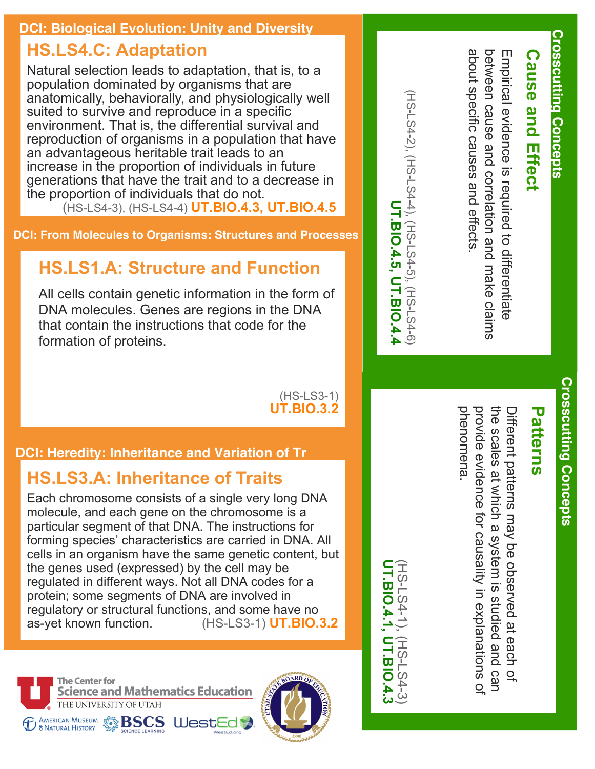## DCI: Biological Evolution: Unity and Diversity

### HS.LS4.C: Adaptation

Natural selection leads to adaptation, that is, to a population dominated by organisms that are anatomically, behaviorally, and physiologically well suited to survive and reproduce in a specific environment. That is, the differential survival and reproduction of organisms in a population that have an advantageous heritable trait leads to an increase in the proportion of individuals in future generations that have the trait and to a decrease in the proportion of individuals that do not.
(HS-LS4-3), (HS-LS4-4) **UT.BIO.4.3, UT.BIO.4.5**

## DCI: From Molecules to Organisms: Structures and Processes

### HS.LS1.A: Structure and Function

All cells contain genetic information in the form of DNA molecules. Genes are regions in the DNA that contain the instructions that code for the formation of proteins.

(HS-LS3-1)
**UT.BIO.3.2**

## DCI: Heredity: Inheritance and Variation of Tr

### HS.LS3.A: Inheritance of Traits

Each chromosome consists of a single very long DNA molecule, and each gene on the chromosome is a particular segment of that DNA. The instructions for forming species' characteristics are carried in DNA. All cells in an organism have the same genetic content, but the genes used (expressed) by the cell may be regulated in different ways. Not all DNA codes for a protein; some segments of DNA are involved in regulatory or structural functions, and some have no as-yet known function. (HS-LS3-1) **UT.BIO.3.2**

## Crosscutting Concepts

### Cause and Effect

Empirical evidence is required to differentiate between cause and correlation and make claims about specific causes and effects.

(HS-LS4-2), (HS-LS4-4), (HS-LS4-5), (HS-LS4-6)
**UT.BIO.4.5, UT.BIO.4.4**

## Crosscutting Concepts

### Patterns

Different patterns may be observed at each of the scales at which a system is studied and can provide evidence for causality in explanations of phenomena.

(HS-LS4-1), (HS-LS4-3)
**UT.BIO.4.1, UT.BIO.4.3**

The Center for Science and Mathematics Education, The University of Utah

American Museum of Natural History | BSCS Science Learning | WestEd | Utah State Board of Education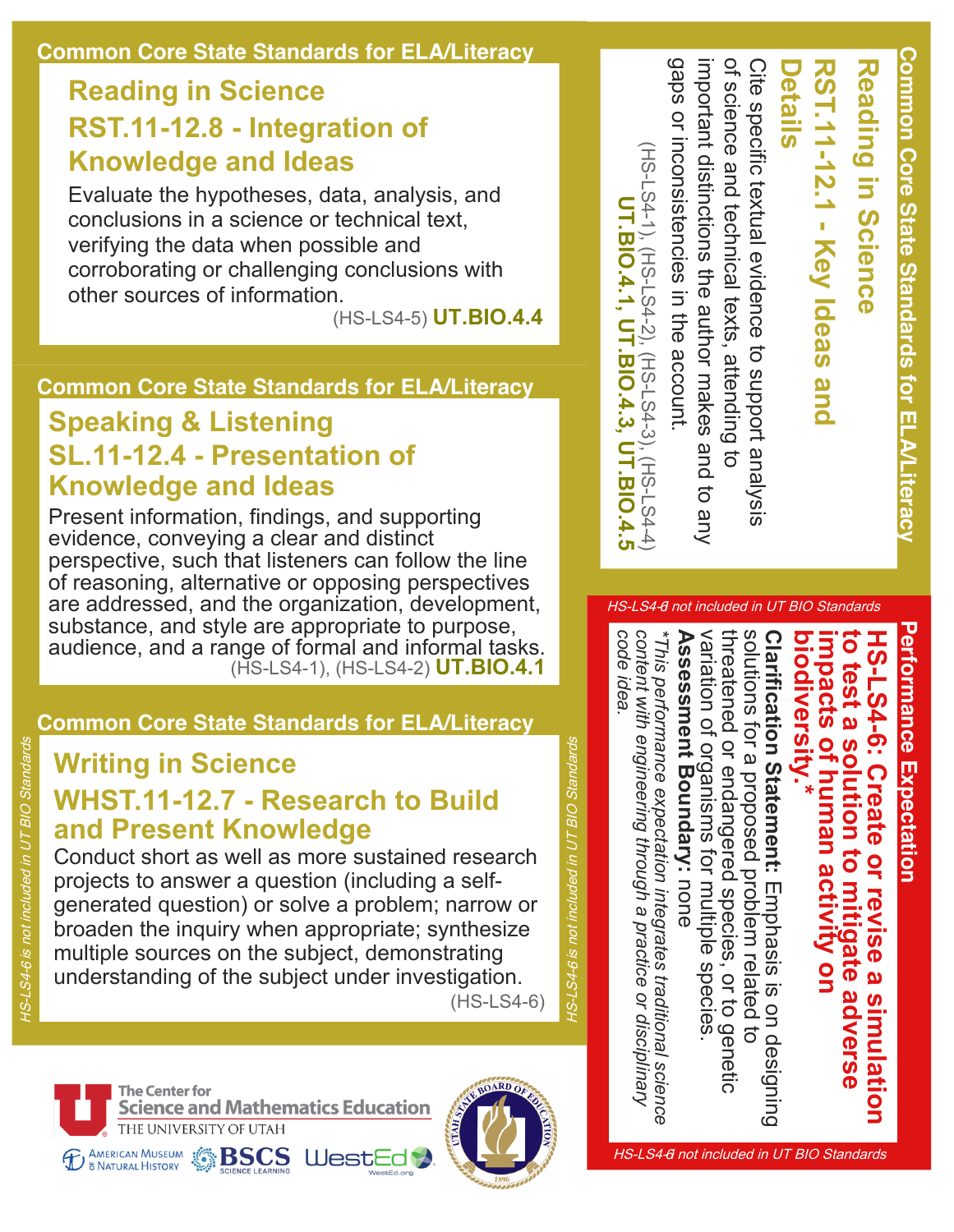## Common Core State Standards for ELA/Literacy

### Reading in Science

### RST.11-12.8 - Integration of Knowledge and Ideas

Evaluate the hypotheses, data, analysis, and conclusions in a science or technical text, verifying the data when possible and corroborating or challenging conclusions with other sources of information.

(HS-LS4-5) **UT.BIO.4.4**

## Common Core State Standards for ELA/Literacy

### Speaking & Listening

### SL.11-12.4 - Presentation of Knowledge and Ideas

Present information, findings, and supporting evidence, conveying a clear and distinct perspective, such that listeners can follow the line of reasoning, alternative or opposing perspectives are addressed, and the organization, development, substance, and style are appropriate to purpose, audience, and a range of formal and informal tasks.

(HS-LS4-1), (HS-LS4-2) **UT.BIO.4.1**

## Common Core State Standards for ELA/Literacy

*HS-LS4-6 is not included in UT BIO Standards*

### Writing in Science

### WHST.11-12.7 - Research to Build and Present Knowledge

Conduct short as well as more sustained research projects to answer a question (including a self-generated question) or solve a problem; narrow or broaden the inquiry when appropriate; synthesize multiple sources on the subject, demonstrating understanding of the subject under investigation.

(HS-LS4-6)

## Common Core State Standards for ELA/Literacy

### Reading in Science

### RST.11-12.1 - Key Ideas and Details

Cite specific textual evidence to support analysis of science and technical texts, attending to important distinctions the author makes and to any gaps or inconsistencies in the account.

(HS-LS4-1), (HS-LS4-2), (HS-LS4-3), (HS-LS4-4) **UT.BIO.4.1, UT.BIO.4.3, UT.BIO.4.5**

## Performance Expectation

*HS-LS4-6 not included in UT BIO Standards*

### HS-LS4-6: Create or revise a simulation to test a solution to mitigate adverse impacts of human activity on biodiversity.*

**Clarification Statement:** Emphasis is on designing solutions for a proposed problem related to threatened or endangered species, or to genetic variation of organisms for multiple species.

**Assessment Boundary:** none

*\*This performance expectation integrates traditional science content with engineering through a practice or disciplinary code idea.*

*HS-LS4-6 not included in UT BIO Standards*

The Center for Science and Mathematics Education, The University of Utah

American Museum of Natural History | BSCS Science Learning | WestEd

Utah State Board of Education 1896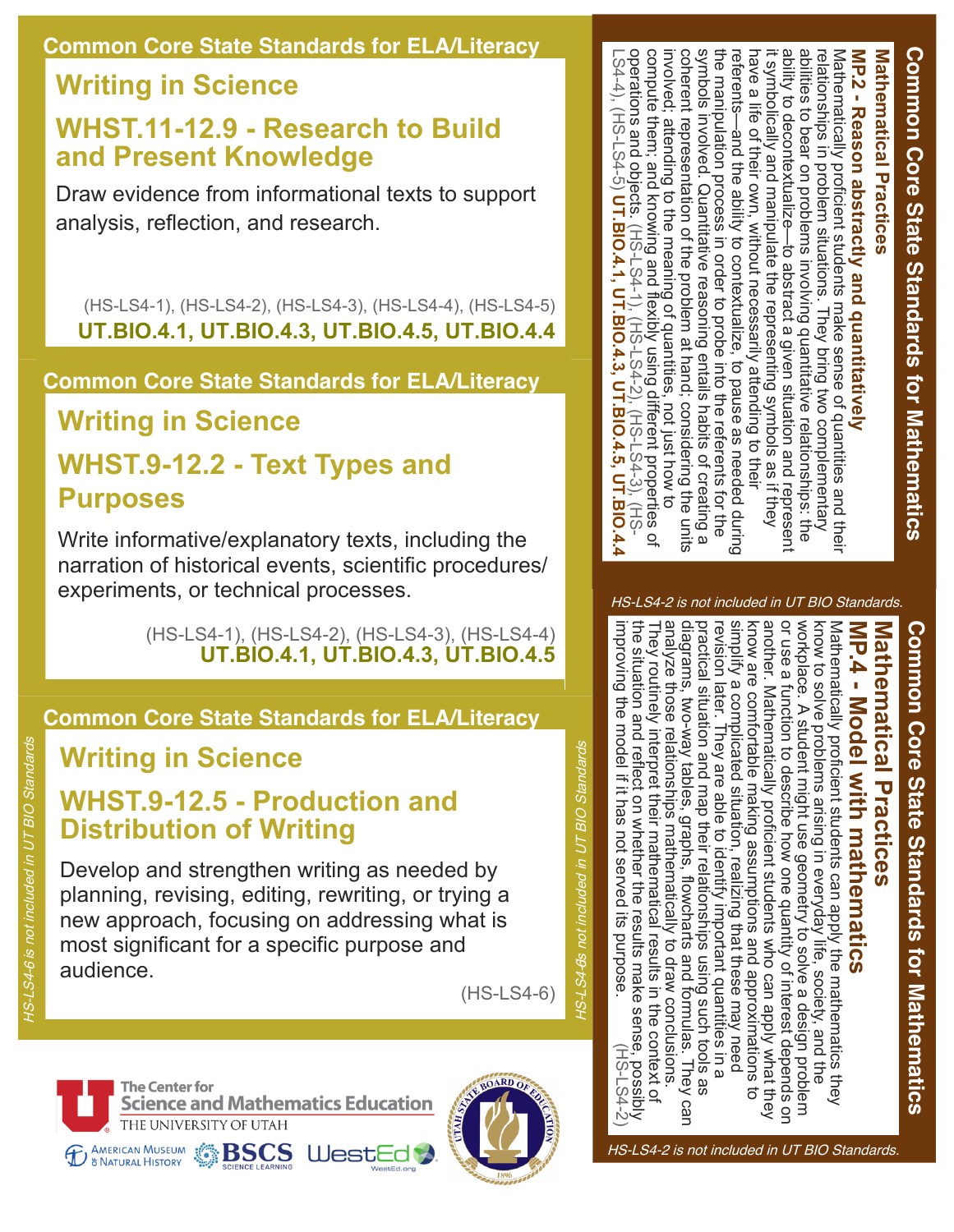## Common Core State Standards for ELA/Literacy

### Writing in Science

### WHST.11-12.9 - Research to Build and Present Knowledge

Draw evidence from informational texts to support analysis, reflection, and research.

(HS-LS4-1), (HS-LS4-2), (HS-LS4-3), (HS-LS4-4), (HS-LS4-5)
**UT.BIO.4.1, UT.BIO.4.3, UT.BIO.4.5, UT.BIO.4.4**

## Common Core State Standards for ELA/Literacy

### Writing in Science

### WHST.9-12.2 - Text Types and Purposes

Write informative/explanatory texts, including the narration of historical events, scientific procedures/experiments, or technical processes.

(HS-LS4-1), (HS-LS4-2), (HS-LS4-3), (HS-LS4-4)
**UT.BIO.4.1, UT.BIO.4.3, UT.BIO.4.5**

*HS-LS4-ds not included in UT BIO Standards*

## Common Core State Standards for ELA/Literacy

### Writing in Science

### WHST.9-12.5 - Production and Distribution of Writing

Develop and strengthen writing as needed by planning, revising, editing, rewriting, or trying a new approach, focusing on addressing what is most significant for a specific purpose and audience.

(HS-LS4-6)

*HS-LS4-6 is not included in UT BIO Standards*

## Common Core State Standards for Mathematics

### Mathematical Practices

### MP.2 - Reason abstractly and quantitatively

Mathematically proficient students make sense of quantities and their relationships in problem situations. They bring two complementary abilities to bear on problems involving quantitative relationships: the ability to decontextualize—to abstract a given situation and represent it symbolically and manipulate the representing symbols as if they have a life of their own, without necessarily attending to their referents—and the ability to contextualize, to pause as needed during the manipulation process in order to probe into the referents for the symbols involved. Quantitative reasoning entails habits of creating a coherent representation of the problem at hand; considering the units involved; attending to the meaning of quantities, not just how to compute them; and knowing and flexibly using different properties of operations and objects. (HS-LS4-1), (HS-LS4-2), (HS-LS4-3), (HS-LS4-4), (HS-LS4-5) **UT.BIO.4.1, UT.BIO.4.3, UT.BIO.4.5, UT.BIO.4.4**

*HS-LS4-2 is not included in UT BIO Standards.*

## Common Core State Standards for Mathematics

### Mathematical Practices

### MP.4 - Model with mathematics

Mathematically proficient students can apply the mathematics they know to solve problems arising in everyday life, society, and the workplace. A student might use geometry to solve a design problem or use a function to describe how one quantity of interest depends on another. Mathematically proficient students who can apply what they know are comfortable making assumptions and approximations to simplify a complicated situation, realizing that these may need revision later. They are able to identify important quantities in a practical situation and map their relationships using such tools as diagrams, two-way tables, graphs, flowcharts and formulas. They can analyze those relationships mathematically to draw conclusions. They routinely interpret their mathematical results in the context of the situation and reflect on whether the results make sense, possibly improving the model if it has not served its purpose. (HS-LS4-2)

*HS-LS4-2 is not included in UT BIO Standards.*

The Center for Science and Mathematics Education, The University of Utah
American Museum of Natural History · BSCS Science Learning · WestEd · Utah State Board of Education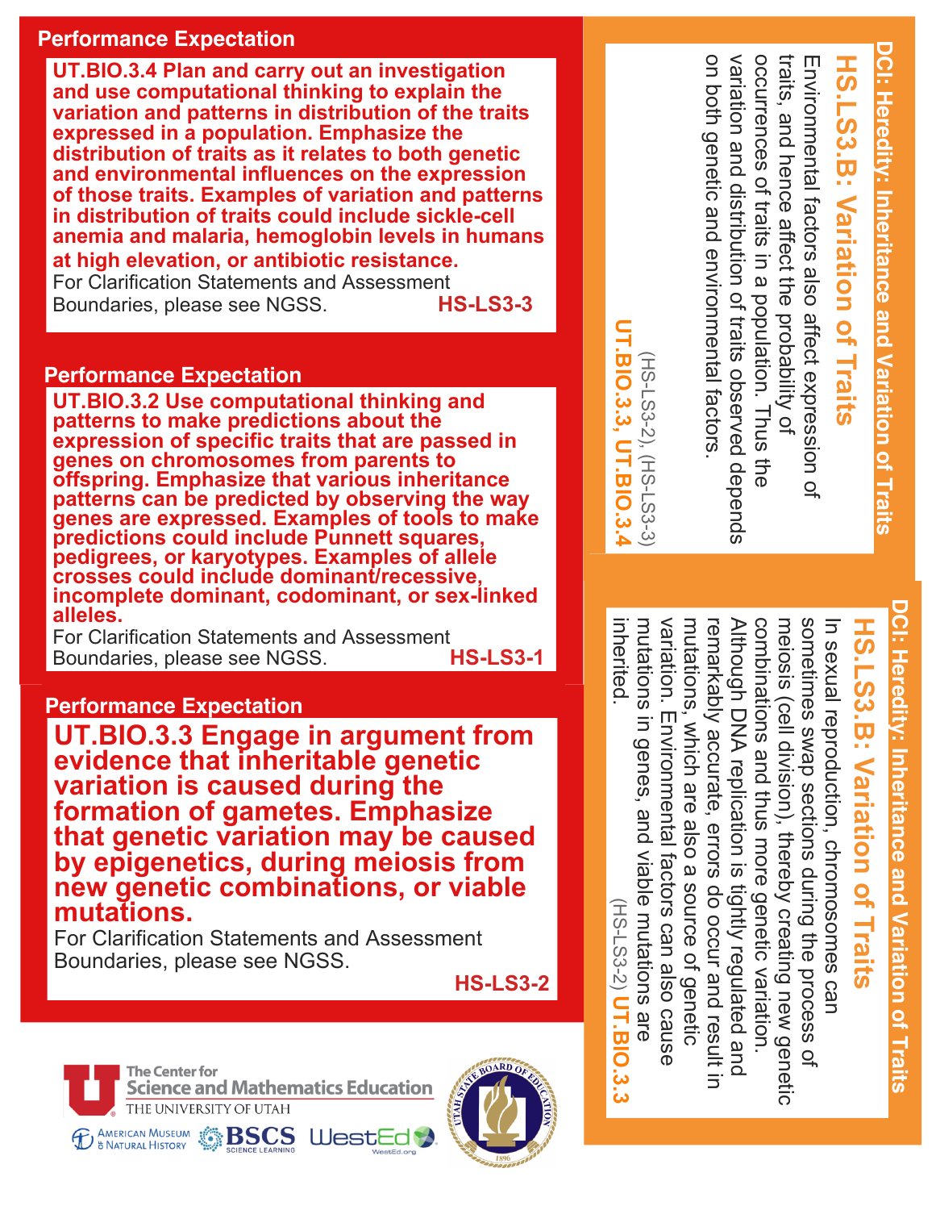## Performance Expectation

**UT.BIO.3.4 Plan and carry out an investigation and use computational thinking to explain the variation and patterns in distribution of the traits expressed in a population. Emphasize the distribution of traits as it relates to both genetic and environmental influences on the expression of those traits. Examples of variation and patterns in distribution of traits could include sickle-cell anemia and malaria, hemoglobin levels in humans at high elevation, or antibiotic resistance.**

For Clarification Statements and Assessment Boundaries, please see NGSS. **HS-LS3-3**

## Performance Expectation

**UT.BIO.3.2 Use computational thinking and patterns to make predictions about the expression of specific traits that are passed in genes on chromosomes from parents to offspring. Emphasize that various inheritance patterns can be predicted by observing the way genes are expressed. Examples of tools to make predictions could include Punnett squares, pedigrees, or karyotypes. Examples of allele crosses could include dominant/recessive, incomplete dominant, codominant, or sex-linked alleles.**

For Clarification Statements and Assessment Boundaries, please see NGSS. **HS-LS3-1**

## Performance Expectation

**UT.BIO.3.3 Engage in argument from evidence that inheritable genetic variation is caused during the formation of gametes. Emphasize that genetic variation may be caused by epigenetics, during meiosis from new genetic combinations, or viable mutations.**

For Clarification Statements and Assessment Boundaries, please see NGSS.

**HS-LS3-2**

## DCI: Heredity: Inheritance and Variation of Traits

### HS.LS3.B: Variation of Traits

Environmental factors also affect expression of traits, and hence affect the probability of occurrences of traits in a population. Thus the variation and distribution of traits observed depends on both genetic and environmental factors.

(HS-LS3-2), (HS-LS3-3) **UT.BIO.3.3, UT.BIO.3.4**

## DCI: Heredity: Inheritance and Variation of Traits

### HS.LS3.B: Variation of Traits

In sexual reproduction, chromosomes can sometimes swap sections during the process of meiosis (cell division), thereby creating new genetic combinations and thus more genetic variation. Although DNA replication is tightly regulated and remarkably accurate, errors do occur and result in mutations, which are also a source of genetic variation. Environmental factors can also cause mutations in genes, and viable mutations are inherited.

(HS-LS3-2) **UT.BIO.3.3**

The Center for Science and Mathematics Education
THE UNIVERSITY OF UTAH

American Museum of Natural History · BSCS Science Learning · WestEd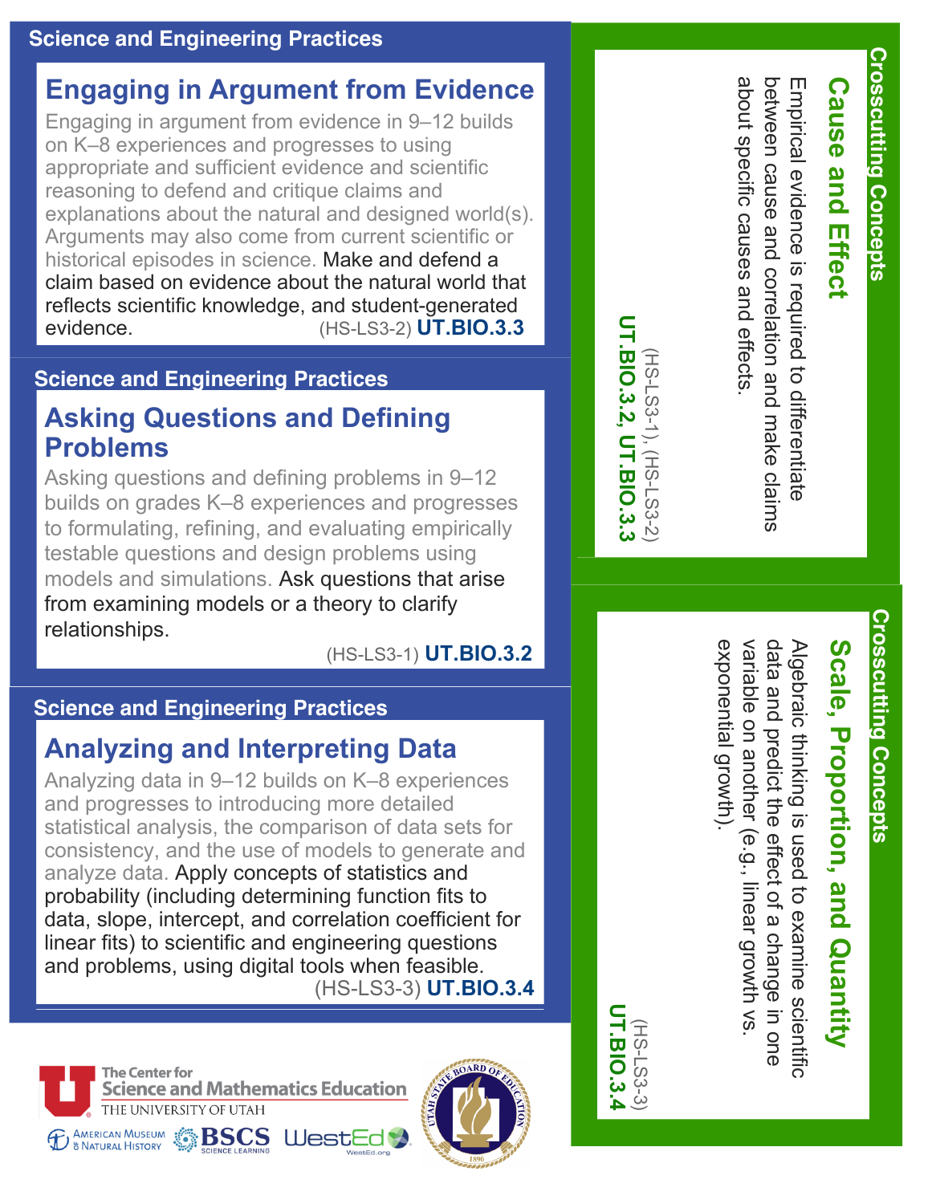## Science and Engineering Practices

### Engaging in Argument from Evidence

Engaging in argument from evidence in 9–12 builds on K–8 experiences and progresses to using appropriate and sufficient evidence and scientific reasoning to defend and critique claims and explanations about the natural and designed world(s). Arguments may also come from current scientific or historical episodes in science. Make and defend a claim based on evidence about the natural world that reflects scientific knowledge, and student-generated evidence. (HS-LS3-2) **UT.BIO.3.3**

## Science and Engineering Practices

### Asking Questions and Defining Problems

Asking questions and defining problems in 9–12 builds on grades K–8 experiences and progresses to formulating, refining, and evaluating empirically testable questions and design problems using models and simulations. Ask questions that arise from examining models or a theory to clarify relationships.

(HS-LS3-1) **UT.BIO.3.2**

## Science and Engineering Practices

### Analyzing and Interpreting Data

Analyzing data in 9–12 builds on K–8 experiences and progresses to introducing more detailed statistical analysis, the comparison of data sets for consistency, and the use of models to generate and analyze data. Apply concepts of statistics and probability (including determining function fits to data, slope, intercept, and correlation coefficient for linear fits) to scientific and engineering questions and problems, using digital tools when feasible.

(HS-LS3-3) **UT.BIO.3.4**

## Crosscutting Concepts

### Cause and Effect

Empirical evidence is required to differentiate between cause and correlation and make claims about specific causes and effects.

(HS-LS3-1), (HS-LS3-2)
**UT.BIO.3.2, UT.BIO.3.3**

## Crosscutting Concepts

### Scale, Proportion, and Quantity

Algebraic thinking is used to examine scientific data and predict the effect of a change in one variable on another (e.g., linear growth vs. exponential growth).

(HS-LS3-3)
**UT.BIO.3.4**

The Center for Science and Mathematics Education
THE UNIVERSITY OF UTAH

American Museum of Natural History | BSCS Science Learning | WestEd

Utah State Board of Education 1896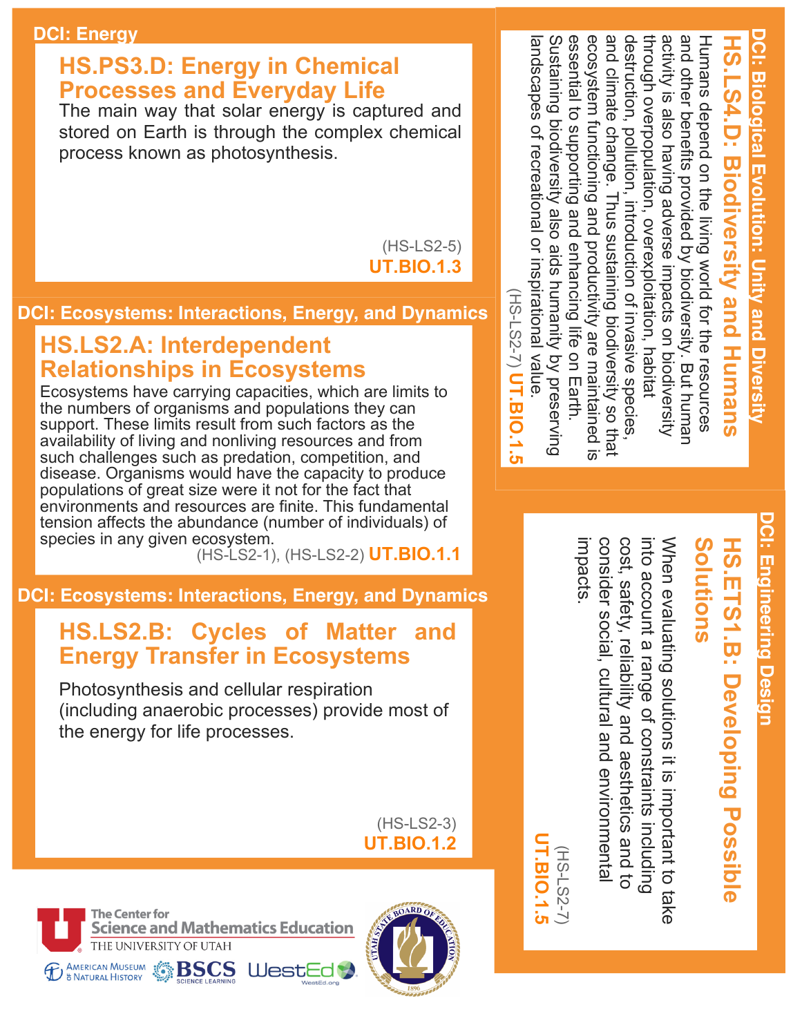## DCI: Energy

### HS.PS3.D: Energy in Chemical Processes and Everyday Life

The main way that solar energy is captured and stored on Earth is through the complex chemical process known as photosynthesis.

(HS-LS2-5)
**UT.BIO.1.3**

## DCI: Ecosystems: Interactions, Energy, and Dynamics

### HS.LS2.A: Interdependent Relationships in Ecosystems

Ecosystems have carrying capacities, which are limits to the numbers of organisms and populations they can support. These limits result from such factors as the availability of living and nonliving resources and from such challenges such as predation, competition, and disease. Organisms would have the capacity to produce populations of great size were it not for the fact that environments and resources are finite. This fundamental tension affects the abundance (number of individuals) of species in any given ecosystem.

(HS-LS2-1), (HS-LS2-2) **UT.BIO.1.1**

## DCI: Ecosystems: Interactions, Energy, and Dynamics

### HS.LS2.B: Cycles of Matter and Energy Transfer in Ecosystems

Photosynthesis and cellular respiration (including anaerobic processes) provide most of the energy for life processes.

(HS-LS2-3)
**UT.BIO.1.2**

## DCI: Biological Evolution: Unity and Diversity

### HS.LS4.D: Biodiversity and Humans

Humans depend on the living world for the resources and other benefits provided by biodiversity. But human activity is also having adverse impacts on biodiversity through overpopulation, overexploitation, habitat destruction, pollution, introduction of invasive species, and climate change. Thus sustaining biodiversity so that ecosystem functioning and productivity are maintained is essential to supporting and enhancing life on Earth. Sustaining biodiversity also aids humanity by preserving landscapes of recreational or inspirational value.

(HS-LS2-7) **UT.BIO.1.5**

## DCI: Engineering Design

### HS.ETS1.B: Developing Possible Solutions

When evaluating solutions it is important to take into account a range of constraints including cost, safety, reliability and aesthetics and to consider social, cultural and enviromental impacts.

(HS-LS2-7)
**UT.BIO.1.5**

The Center for Science and Mathematics Education, The University of Utah
American Museum of Natural History | BSCS Science Learning | WestEd
Utah State Board of Education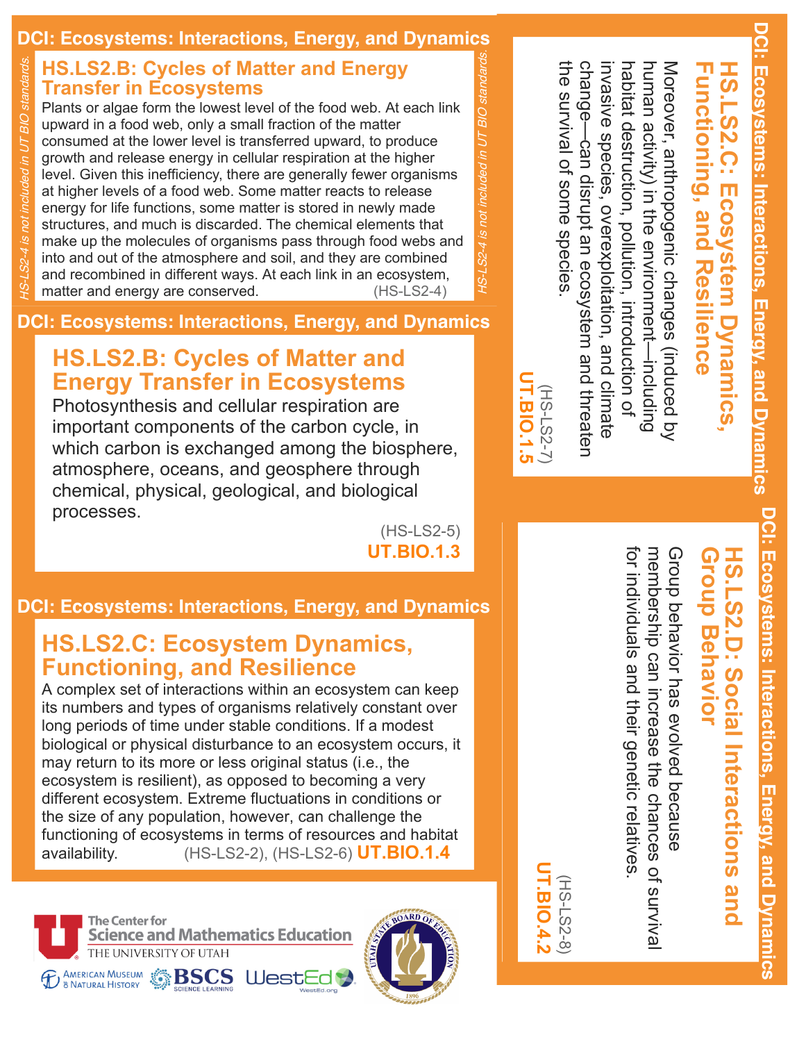## DCI: Ecosystems: Interactions, Energy, and Dynamics

### HS.LS2.B: Cycles of Matter and Energy Transfer in Ecosystems

*HS-LS2-4 is not included in UT BIO standards.*

Plants or algae form the lowest level of the food web. At each link upward in a food web, only a small fraction of the matter consumed at the lower level is transferred upward, to produce growth and release energy in cellular respiration at the higher level. Given this inefficiency, there are generally fewer organisms at higher levels of a food web. Some matter reacts to release energy for life functions, some matter is stored in newly made structures, and much is discarded. The chemical elements that make up the molecules of organisms pass through food webs and into and out of the atmosphere and soil, and they are combined and recombined in different ways. At each link in an ecosystem, matter and energy are conserved. (HS-LS2-4)

*HS-LS2-4 is not included in UT BIO standards.*

## DCI: Ecosystems: Interactions, Energy, and Dynamics

### HS.LS2.B: Cycles of Matter and Energy Transfer in Ecosystems

Photosynthesis and cellular respiration are important components of the carbon cycle, in which carbon is exchanged among the biosphere, atmosphere, oceans, and geosphere through chemical, physical, geological, and biological processes.

(HS-LS2-5)
**UT.BIO.1.3**

## DCI: Ecosystems: Interactions, Energy, and Dynamics

### HS.LS2.C: Ecosystem Dynamics, Functioning, and Resilience

A complex set of interactions within an ecosystem can keep its numbers and types of organisms relatively constant over long periods of time under stable conditions. If a modest biological or physical disturbance to an ecosystem occurs, it may return to its more or less original status (i.e., the ecosystem is resilient), as opposed to becoming a very different ecosystem. Extreme fluctuations in conditions or the size of any population, however, can challenge the functioning of ecosystems in terms of resources and habitat availability. (HS-LS2-2), (HS-LS2-6) **UT.BIO.1.4**

## DCI: Ecosystems: Interactions, Energy, and Dynamics

### HS.LS2.C: Ecosystem Dynamics, Functioning, and Resilience

Moreover, anthropogenic changes (induced by human activity) in the environment—including habitat destruction, pollution, introduction of invasive species, overexploitation, and climate change—can disrupt an ecosystem and threaten the survival of some species.

(HS-LS2-7)
**UT.BIO.1.5**

## DCI: Ecosystems: Interactions, Energy, and Dynamics

### HS.LS2.D: Social Interactions and Group Behavior

Group behavior has evolved because membership can increase the chances of survival for individuals and their genetic relatives.

(HS-LS2-8)
**UT.BIO.4.2**

The Center for Science and Mathematics Education
THE UNIVERSITY OF UTAH

American Museum of Natural History | BSCS Science Learning | WestEd | Utah State Board of Education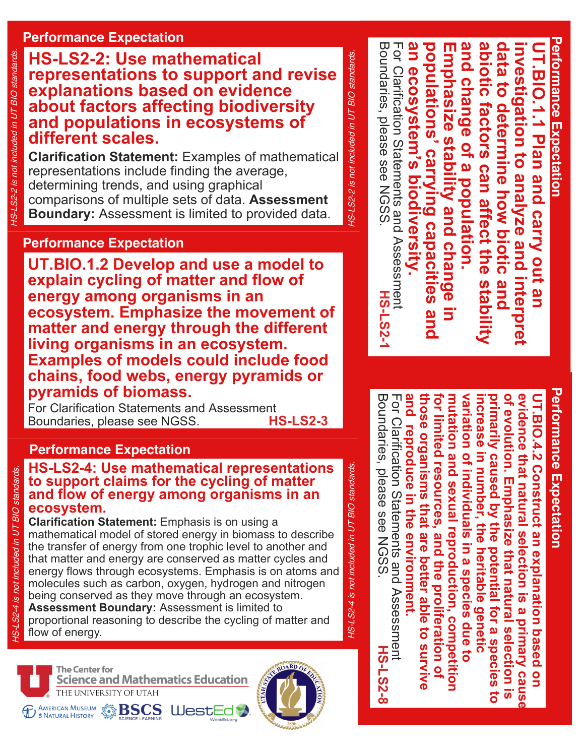## Performance Expectation

**HS-LS2-2: Use mathematical representations to support and revise explanations based on evidence about factors affecting biodiversity and populations in ecosystems of different scales.**

**Clarification Statement:** Examples of mathematical representations include finding the average, determining trends, and using graphical comparisons of multiple sets of data. **Assessment Boundary:** Assessment is limited to provided data.

*HS-LS2-2 is not included in UT BIO standards.*

## Performance Expectation

**UT.BIO.1.2 Develop and use a model to explain cycling of matter and flow of energy among organisms in an ecosystem. Emphasize the movement of matter and energy through the different living organisms in an ecosystem. Examples of models could include food chains, food webs, energy pyramids or pyramids of biomass.**

For Clarification Statements and Assessment Boundaries, please see NGSS. **HS-LS2-3**

## Performance Expectation

**HS-LS2-4: Use mathematical representations to support claims for the cycling of matter and flow of energy among organisms in an ecosystem.**

**Clarification Statement:** Emphasis is on using a mathematical model of stored energy in biomass to describe the transfer of energy from one trophic level to another and that matter and energy are conserved as matter cycles and energy flows through ecosystems. Emphasis is on atoms and molecules such as carbon, oxygen, hydrogen and nitrogen being conserved as they move through an ecosystem.
**Assessment Boundary:** Assessment is limited to proportional reasoning to describe the cycling of matter and flow of energy.

*HS-LS2-4 is not included in UT BIO standards.*

## Performance Expectation

**UT.BIO.1.1 Plan and carry out an investigation to analyze and interpret data to determine how biotic and abiotic factors can affect the stability and change of a population. Emphasize stability and change in populations' carrying capacities and an ecosystem's biodiversity.**

For Clarification Statements and Assessment Boundaries, please see NGSS. **HS-LS2-1**

## Performance Expectation

**UT.BIO.4.2 Construct an explanation based on evidence that natural selection is a primary cause of evolution. Emphasize that natural selection is primarily caused by the potential for a species to increase in number, the heritable genetic variation of individuals in a species due to mutation and sexual reproduction, competition for limited resources, and the proliferation of those organisms that are better able to survive and reproduce in the environment.**

For Clarification Statements and Assessment Boundaries, please see NGSS. **HS-LS2-8**

The Center for Science and Mathematics Education, The University of Utah

American Museum of Natural History | BSCS Science Learning | WestEd | Utah State Board of Education 1896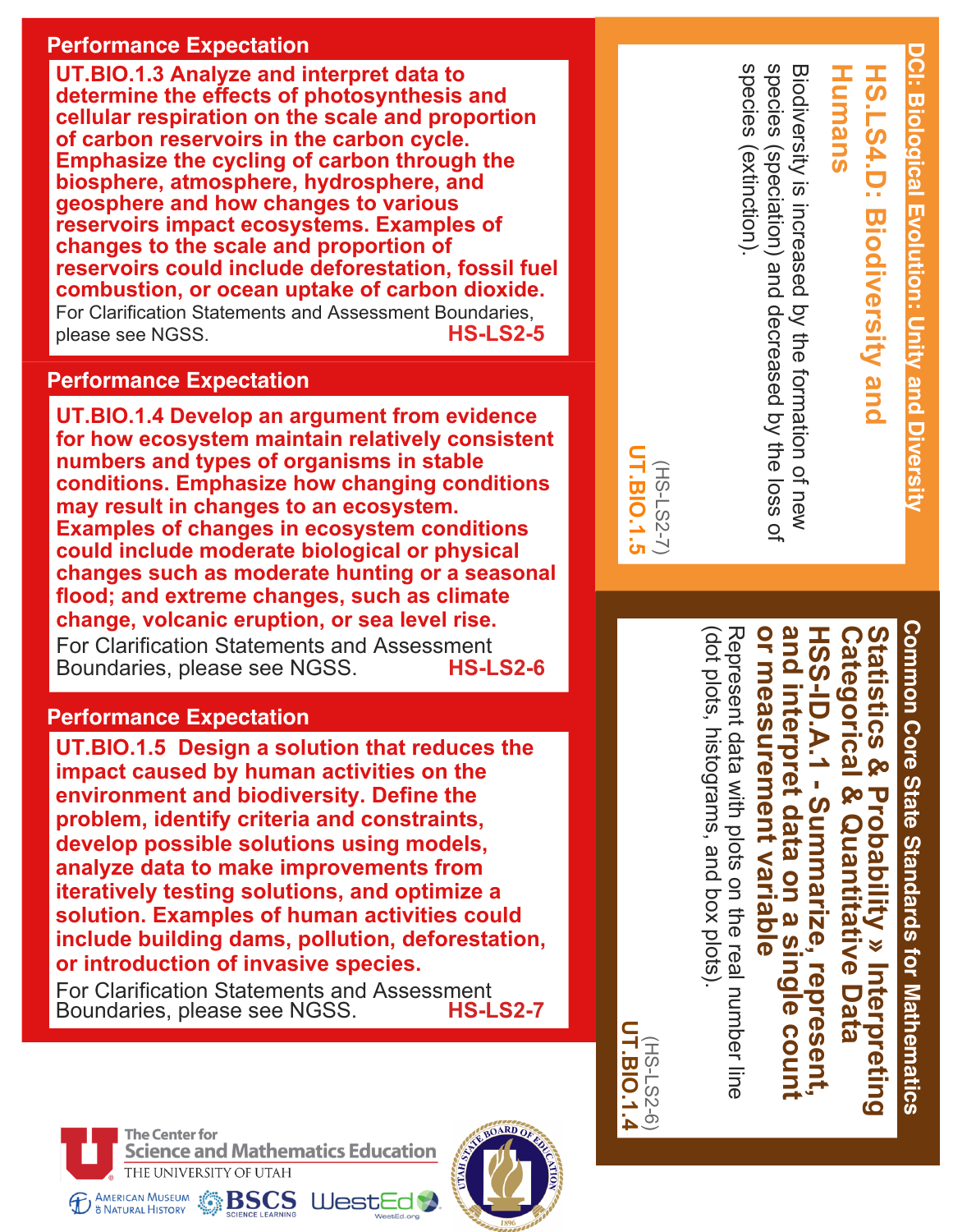## Performance Expectation

**UT.BIO.1.3 Analyze and interpret data to determine the effects of photosynthesis and cellular respiration on the scale and proportion of carbon reservoirs in the carbon cycle. Emphasize the cycling of carbon through the biosphere, atmosphere, hydrosphere, and geosphere and how changes to various reservoirs impact ecosystems. Examples of changes to the scale and proportion of reservoirs could include deforestation, fossil fuel combustion, or ocean uptake of carbon dioxide.**

For Clarification Statements and Assessment Boundaries, please see NGSS. **HS-LS2-5**

## Performance Expectation

**UT.BIO.1.4 Develop an argument from evidence for how ecosystem maintain relatively consistent numbers and types of organisms in stable conditions. Emphasize how changing conditions may result in changes to an ecosystem. Examples of changes in ecosystem conditions could include moderate biological or physical changes such as moderate hunting or a seasonal flood; and extreme changes, such as climate change, volcanic eruption, or sea level rise.**

For Clarification Statements and Assessment Boundaries, please see NGSS. **HS-LS2-6**

## Performance Expectation

**UT.BIO.1.5 Design a solution that reduces the impact caused by human activities on the environment and biodiversity. Define the problem, identify criteria and constraints, develop possible solutions using models, analyze data to make improvements from iteratively testing solutions, and optimize a solution. Examples of human activities could include building dams, pollution, deforestation, or introduction of invasive species.**

For Clarification Statements and Assessment Boundaries, please see NGSS. **HS-LS2-7**

## DCI: Biological Evolution: Unity and Diversity

### HS.LS4.D: Biodiversity and Humans

Biodiversity is increased by the formation of new species (speciation) and decreased by the loss of species (extinction).

(HS-LS2-7)
**UT.BIO.1.5**

## Common Core State Standards for Mathematics

### Statistics & Probability » Interpreting Categorical & Quantitative Data

### HSS-ID.A.1 - Summarize, represent, and interpret data on a single count or measurement variable

Represent data with plots on the real number line (dot plots, histograms, and box plots).

(HS-LS2-6)
**UT.BIO.1.4**

The Center for Science and Mathematics Education, The University of Utah

American Museum of Natural History | BSCS Science Learning | WestEd | Utah State Board of Education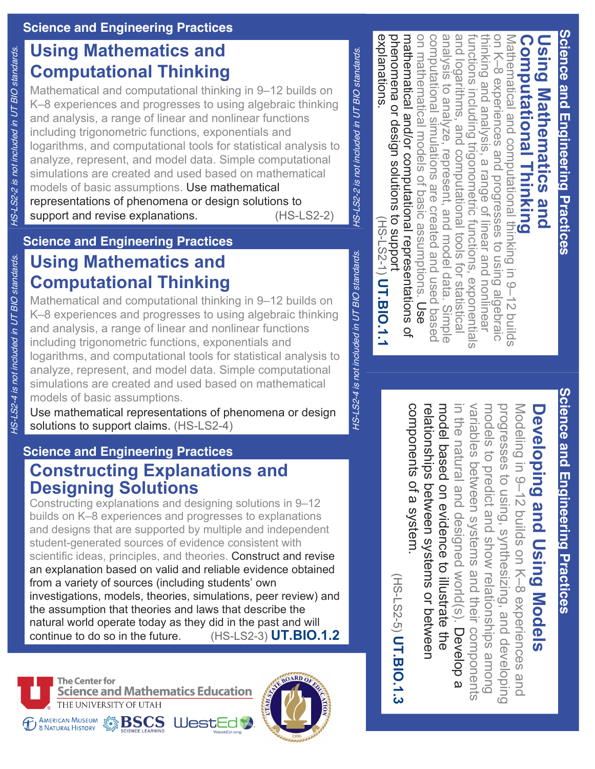## Science and Engineering Practices

### Using Mathematics and Computational Thinking

Mathematical and computational thinking in 9–12 builds on K–8 experiences and progresses to using algebraic thinking and analysis, a range of linear and nonlinear functions including trigonometric functions, exponentials and logarithms, and computational tools for statistical analysis to analyze, represent, and model data. Simple computational simulations are created and used based on mathematical models of basic assumptions. Use mathematical representations of phenomena or design solutions to support and revise explanations. (HS-LS2-2)

*HS-LS2-2 is not included in UT BIO standards.*

## Science and Engineering Practices

### Using Mathematics and Computational Thinking

Mathematical and computational thinking in 9–12 builds on K–8 experiences and progresses to using algebraic thinking and analysis, a range of linear and nonlinear functions including trigonometric functions, exponentials and logarithms, and computational tools for statistical analysis to analyze, represent, and model data. Simple computational simulations are created and used based on mathematical models of basic assumptions.

Use mathematical representations of phenomena or design solutions to support claims. (HS-LS2-4)

*HS-LS2-4 is not included in UT BIO standards.*

## Science and Engineering Practices

### Constructing Explanations and Designing Solutions

Constructing explanations and designing solutions in 9–12 builds on K–8 experiences and progresses to explanations and designs that are supported by multiple and independent student-generated sources of evidence consistent with scientific ideas, principles, and theories. Construct and revise an explanation based on valid and reliable evidence obtained from a variety of sources (including students' own investigations, models, theories, simulations, peer review) and the assumption that theories and laws that describe the natural world operate today as they did in the past and will continue to do so in the future. (HS-LS2-3) **UT.BIO.1.2**

## Science and Engineering Practices

### Using Mathematics and Computational Thinking

Mathematical and computational thinking in 9–12 builds on K–8 experiences and progresses to using algebraic thinking and analysis, a range of linear and nonlinear functions including trigonometric functions, exponentials and logarithms, and computational tools for statistical analysis to analyze, represent, and model data. Simple computational simulations are created and used based on mathematical models of basic assumptions. Use mathematical and/or computational representations of phenomena or design solutions to support explanations. (HS-LS2-1) **UT.BIO.1.1**

## Science and Engineering Practices

### Developing and Using Models

Modeling in 9–12 builds on K–8 experiences and progresses to using, synthesizing, and developing models to predict and show relationships among variables between systems and their components in the natural and designed world(s). Develop a model based on evidence to illustrate the relationships between systems or between components of a system. (HS-LS2-5) **UT.BIO.1.3**

The Center for Science and Mathematics Education, The University of Utah

American Museum of Natural History | BSCS Science Learning | WestEd | Utah State Board of Education 1896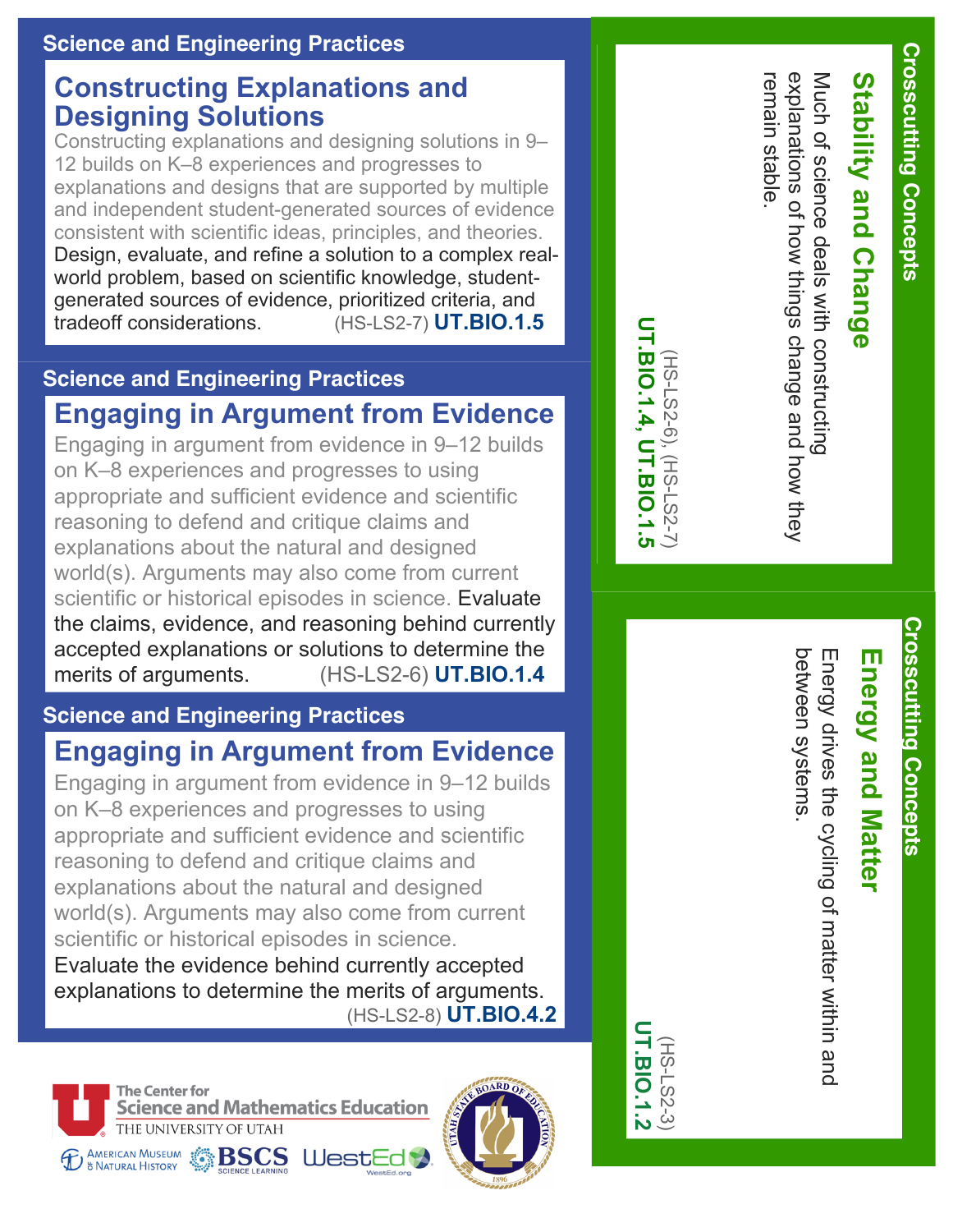## Science and Engineering Practices

### Constructing Explanations and Designing Solutions

Constructing explanations and designing solutions in 9–12 builds on K–8 experiences and progresses to explanations and designs that are supported by multiple and independent student-generated sources of evidence consistent with scientific ideas, principles, and theories. Design, evaluate, and refine a solution to a complex real-world problem, based on scientific knowledge, student-generated sources of evidence, prioritized criteria, and tradeoff considerations. (HS-LS2-7) **UT.BIO.1.5**

## Science and Engineering Practices

### Engaging in Argument from Evidence

Engaging in argument from evidence in 9–12 builds on K–8 experiences and progresses to using appropriate and sufficient evidence and scientific reasoning to defend and critique claims and explanations about the natural and designed world(s). Arguments may also come from current scientific or historical episodes in science. Evaluate the claims, evidence, and reasoning behind currently accepted explanations or solutions to determine the merits of arguments. (HS-LS2-6) **UT.BIO.1.4**

## Science and Engineering Practices

### Engaging in Argument from Evidence

Engaging in argument from evidence in 9–12 builds on K–8 experiences and progresses to using appropriate and sufficient evidence and scientific reasoning to defend and critique claims and explanations about the natural and designed world(s). Arguments may also come from current scientific or historical episodes in science. Evaluate the evidence behind currently accepted explanations to determine the merits of arguments. (HS-LS2-8) **UT.BIO.4.2**

## Crosscutting Concepts

### Stability and Change

Much of science deals with constructing explanations of how things change and how they remain stable.

(HS-LS2-6), (HS-LS2-7) **UT.BIO.1.4, UT.BIO.1.5**

## Crosscutting Concepts

### Energy and Matter

Energy drives the cycling of matter within and between systems.

(HS-LS2-3) **UT.BIO.1.2**

The Center for Science and Mathematics Education, The University of Utah

American Museum of Natural History · BSCS Science Learning · WestEd

Utah State Board of Education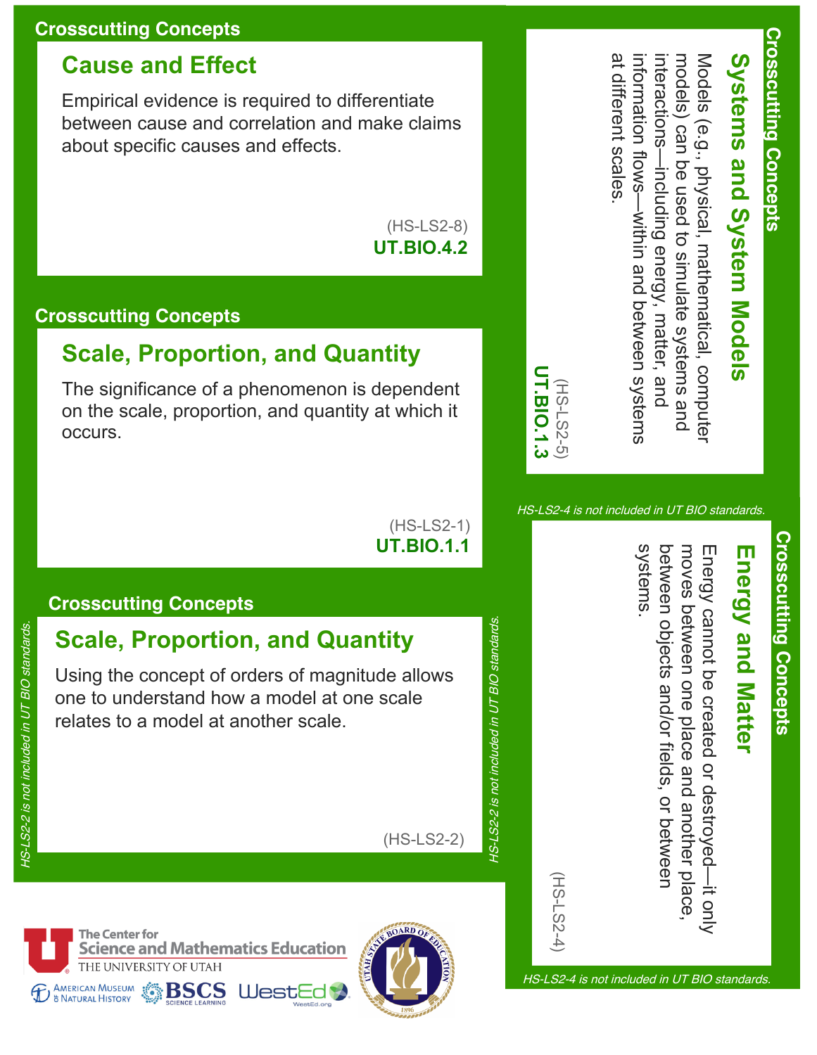## Crosscutting Concepts

### Cause and Effect

Empirical evidence is required to differentiate between cause and correlation and make claims about specific causes and effects.

(HS-LS2-8)
**UT.BIO.4.2**

## Crosscutting Concepts

### Scale, Proportion, and Quantity

The significance of a phenomenon is dependent on the scale, proportion, and quantity at which it occurs.

(HS-LS2-1)
**UT.BIO.1.1**

## Crosscutting Concepts

### Scale, Proportion, and Quantity

Using the concept of orders of magnitude allows one to understand how a model at one scale relates to a model at another scale.

(HS-LS2-2)

*HS-LS2-2 is not included in UT BIO standards.*

## Crosscutting Concepts

### Systems and System Models

Models (e.g., physical, mathematical, computer models) can be used to simulate systems and interactions—including energy, matter, and information flows—within and between systems at different scales.

(HS-LS2-5)
**UT.BIO.1.3**

## Crosscutting Concepts

### Energy and Matter

Energy cannot be created or destroyed—it only moves between one place and another place, between objects and/or fields, or between systems.

(HS-LS2-4)

*HS-LS2-4 is not included in UT BIO standards.*

The Center for Science and Mathematics Education, The University of Utah
American Museum of Natural History
BSCS Science Learning
WestEd
Utah State Board of Education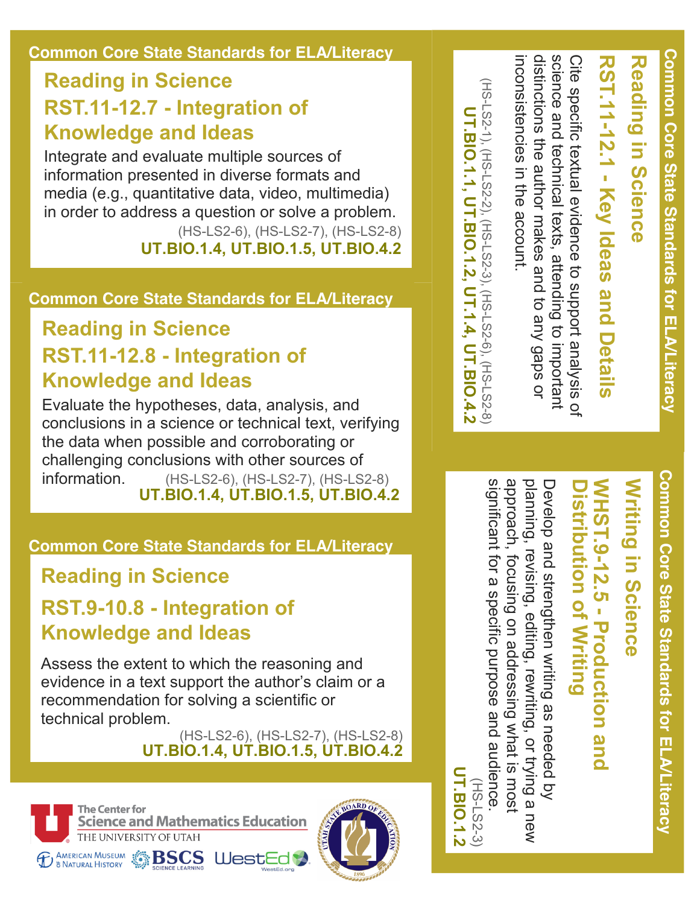## Common Core State Standards for ELA/Literacy

### Reading in Science

### RST.11-12.7 - Integration of Knowledge and Ideas

Integrate and evaluate multiple sources of information presented in diverse formats and media (e.g., quantitative data, video, multimedia) in order to address a question or solve a problem.

(HS-LS2-6), (HS-LS2-7), (HS-LS2-8)

**UT.BIO.1.4, UT.BIO.1.5, UT.BIO.4.2**

## Common Core State Standards for ELA/Literacy

### Reading in Science

### RST.11-12.8 - Integration of Knowledge and Ideas

Evaluate the hypotheses, data, analysis, and conclusions in a science or technical text, verifying the data when possible and corroborating or challenging conclusions with other sources of information.

(HS-LS2-6), (HS-LS2-7), (HS-LS2-8)

**UT.BIO.1.4, UT.BIO.1.5, UT.BIO.4.2**

## Common Core State Standards for ELA/Literacy

### Reading in Science

### RST.9-10.8 - Integration of Knowledge and Ideas

Assess the extent to which the reasoning and evidence in a text support the author's claim or a recommendation for solving a scientific or technical problem.

(HS-LS2-6), (HS-LS2-7), (HS-LS2-8)

**UT.BIO.1.4, UT.BIO.1.5, UT.BIO.4.2**

## Common Core State Standards for ELA/Literacy

### Reading in Science

### RST.11-12.1 - Key Ideas and Details

Cite specific textual evidence to support analysis of science and technical texts, attending to important distinctions the author makes and to any gaps or inconsistencies in the account.

(HS-LS2-1), (HS-LS2-2), (HS-LS2-3), (HS-LS2-6), (HS-LS2-8)

**UT.BIO.1.1, UT.BIO.1.2, UT.1.4, UT.BIO.4.2**

## Common Core State Standards for ELA/Literacy

### Writing in Science

### WHST.9-12.5 - Production and Distribution of Writing

Develop and strengthen writing as needed by planning, revising, editing, rewriting, or trying a new approach, focusing on addressing what is most significant for a specific purpose and audience.

(HS-LS2-3)

**UT.BIO.1.2**

The Center for Science and Mathematics Education
THE UNIVERSITY OF UTAH

American Museum of Natural History | BSCS Science Learning | WestEd | Utah State Board of Education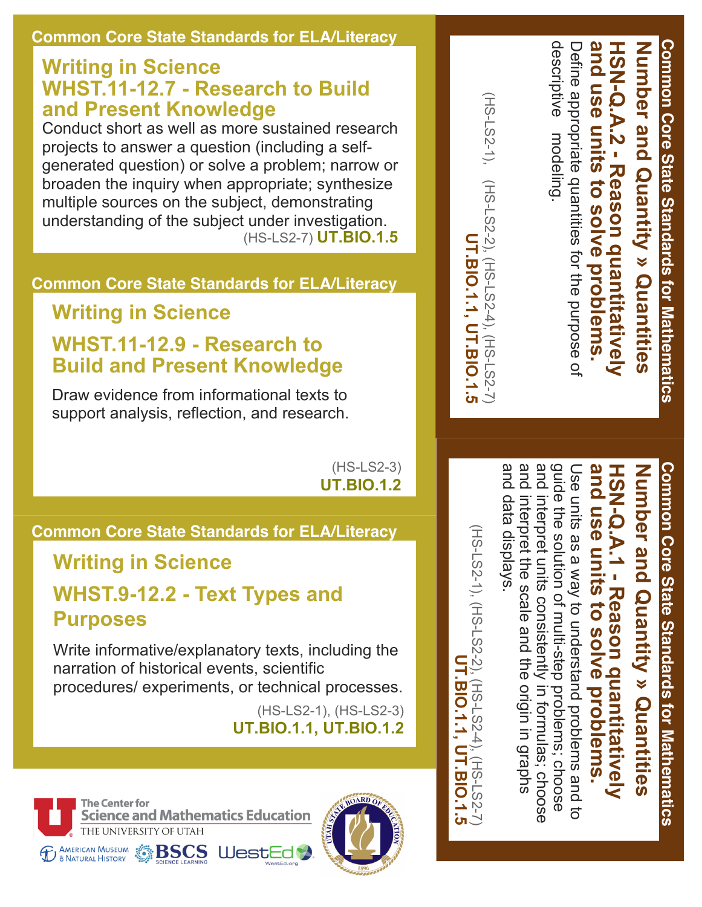## Common Core State Standards for ELA/Literacy

### Writing in Science

### WHST.11-12.7 - Research to Build and Present Knowledge

Conduct short as well as more sustained research projects to answer a question (including a self-generated question) or solve a problem; narrow or broaden the inquiry when appropriate; synthesize multiple sources on the subject, demonstrating understanding of the subject under investigation.

(HS-LS2-7) **UT.BIO.1.5**

## Common Core State Standards for ELA/Literacy

### Writing in Science

### WHST.11-12.9 - Research to Build and Present Knowledge

Draw evidence from informational texts to support analysis, reflection, and research.

(HS-LS2-3)
**UT.BIO.1.2**

## Common Core State Standards for ELA/Literacy

### Writing in Science

### WHST.9-12.2 - Text Types and Purposes

Write informative/explanatory texts, including the narration of historical events, scientific procedures/ experiments, or technical processes.

(HS-LS2-1), (HS-LS2-3)
**UT.BIO.1.1, UT.BIO.1.2**

## Common Core State Standards for Mathematics

### Number and Quantity » Quantities

### HSN-Q.A.2 - Reason quantitatively and use units to solve problems.

Define appropriate quantities for the purpose of descriptive modeling.

(HS-LS2-1), (HS-LS2-2), (HS-LS2-4), (HS-LS2-7)
**UT.BIO.1.1, UT.BIO.1.5**

## Common Core State Standards for Mathematics

### Number and Quantity » Quantities

### HSN-Q.A.1 - Reason quantitatively and use units to solve problems.

Use units as a way to understand problems and to guide the solution of multi-step problems; choose and interpret units consistently in formulas; choose and interpret the scale and the origin in graphs and data displays.

(HS-LS2-1), (HS-LS2-2), (HS-LS2-4), (HS-LS2-7)
**UT.BIO.1.1, UT.BIO.1.5**

The Center for Science and Mathematics Education
THE UNIVERSITY OF UTAH

American Museum of Natural History · BSCS Science Learning · WestEd · Utah State Board of Education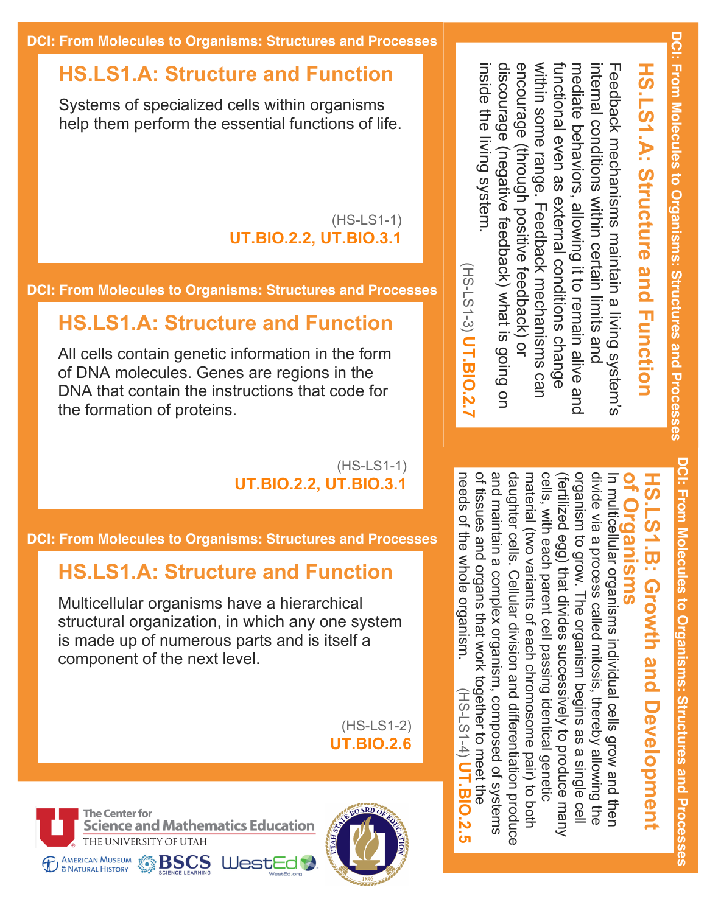DCI: From Molecules to Organisms: Structures and Processes

## HS.LS1.A: Structure and Function

Systems of specialized cells within organisms help them perform the essential functions of life.

(HS-LS1-1)
**UT.BIO.2.2, UT.BIO.3.1**

DCI: From Molecules to Organisms: Structures and Processes

## HS.LS1.A: Structure and Function

All cells contain genetic information in the form of DNA molecules. Genes are regions in the DNA that contain the instructions that code for the formation of proteins.

(HS-LS1-1)
**UT.BIO.2.2, UT.BIO.3.1**

DCI: From Molecules to Organisms: Structures and Processes

## HS.LS1.A: Structure and Function

Multicellular organisms have a hierarchical structural organization, in which any one system is made up of numerous parts and is itself a component of the next level.

(HS-LS1-2)
**UT.BIO.2.6**

DCI: From Molecules to Organisms: Structures and Processes

## HS.LS1.A: Structure and Function

Feedback mechanisms maintain a living system's internal conditions within certain limits and mediate behaviors, allowing it to remain alive and functional even as external conditions change within some range. Feedback mechanisms can encourage (through positive feedback) or discourage (negative feedback) what is going on inside the living system.

(HS-LS1-3) **UT.BIO.2.7**

DCI: From Molecules to Organisms: Structures and Processes

## HS.LS1.B: Growth and Development of Organisms

In multicellular organisms individual cells grow and then divide via a process called mitosis, thereby allowing the organism to grow. The organism begins as a single cell (fertilized egg) that divides successively to produce many cells, with each parent cell passing identical genetic material (two variants of each chromosome pair) to both daughter cells. Cellular division and differentiation produce and maintain a complex organism, composed of systems of tissues and organs that work together to meet the needs of the whole organism.

(HS-LS1-4) **UT.BIO.2.5**

The Center for Science and Mathematics Education
THE UNIVERSITY OF UTAH

American Museum of Natural History · BSCS Science Learning · WestEd

Utah State Board of Education 1896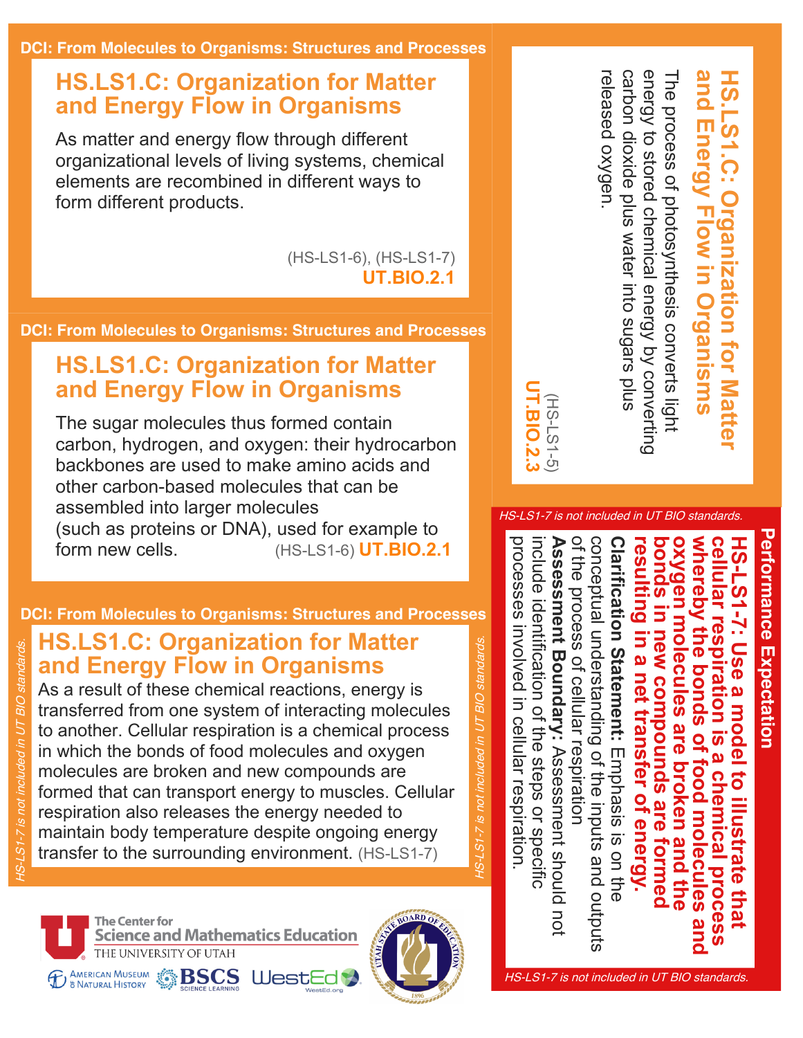DCI: From Molecules to Organisms: Structures and Processes

## HS.LS1.C: Organization for Matter and Energy Flow in Organisms

As matter and energy flow through different organizational levels of living systems, chemical elements are recombined in different ways to form different products.

(HS-LS1-6), (HS-LS1-7)
**UT.BIO.2.1**

DCI: From Molecules to Organisms: Structures and Processes

## HS.LS1.C: Organization for Matter and Energy Flow in Organisms

The sugar molecules thus formed contain carbon, hydrogen, and oxygen: their hydrocarbon backbones are used to make amino acids and other carbon-based molecules that can be assembled into larger molecules (such as proteins or DNA), used for example to form new cells. (HS-LS1-6) **UT.BIO.2.1**

DCI: From Molecules to Organisms: Structures and Processes

## HS.LS1.C: Organization for Matter and Energy Flow in Organisms

As a result of these chemical reactions, energy is transferred from one system of interacting molecules to another. Cellular respiration is a chemical process in which the bonds of food molecules and oxygen molecules are broken and new compounds are formed that can transport energy to muscles. Cellular respiration also releases the energy needed to maintain body temperature despite ongoing energy transfer to the surrounding environment. (HS-LS1-7)

*HS-LS1-7 is not included in UT BIO standards.*

## HS.LS1.C: Organization for Matter and Energy Flow in Organisms

The process of photosynthesis converts light energy to stored chemical energy by converting carbon dioxide plus water into sugars plus released oxygen.

(HS-LS1-5)
**UT.BIO.2.3**

## Performance Expectation

*HS-LS1-7 is not included in UT BIO standards.*

**HS-LS1-7: Use a model to illustrate that cellular respiration is a chemical process whereby the bonds of food molecules and oxygen molecules are broken and the bonds in new compounds are formed resulting in a net transfer of energy.**

**Clarification Statement:** Emphasis is on the conceptual understanding of the inputs and outputs of the process of cellular respiration

**Assessment Boundary:** Assessment should not include identification of the steps or specific processes involved in cellular respiration.

The Center for Science and Mathematics Education, The University of Utah

American Museum of Natural History | BSCS Science Learning | WestEd | Utah State Board of Education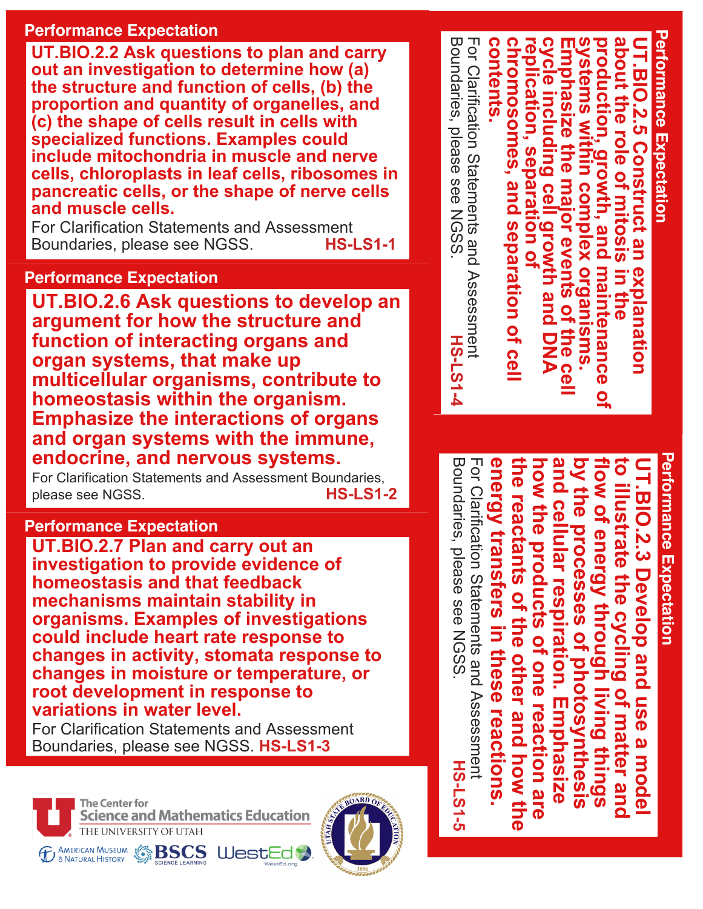## Performance Expectation

**UT.BIO.2.2 Ask questions to plan and carry out an investigation to determine how (a) the structure and function of cells, (b) the proportion and quantity of organelles, and (c) the shape of cells result in cells with specialized functions. Examples could include mitochondria in muscle and nerve cells, chloroplasts in leaf cells, ribosomes in pancreatic cells, or the shape of nerve cells and muscle cells.**

For Clarification Statements and Assessment Boundaries, please see NGSS. **HS-LS1-1**

## Performance Expectation

**UT.BIO.2.6 Ask questions to develop an argument for how the structure and function of interacting organs and organ systems, that make up multicellular organisms, contribute to homeostasis within the organism. Emphasize the interactions of organs and organ systems with the immune, endocrine, and nervous systems.**

For Clarification Statements and Assessment Boundaries, please see NGSS. **HS-LS1-2**

## Performance Expectation

**UT.BIO.2.7 Plan and carry out an investigation to provide evidence of homeostasis and that feedback mechanisms maintain stability in organisms. Examples of investigations could include heart rate response to changes in activity, stomata response to changes in moisture or temperature, or root development in response to variations in water level.**

For Clarification Statements and Assessment Boundaries, please see NGSS. **HS-LS1-3**

## Performance Expectation

**UT.BIO.2.5 Construct an explanation about the role of mitosis in the production, growth, and maintenance of systems within complex organisms. Emphasize the major events of the cell cycle including cell growth and DNA replication, separation of chromosomes, and separation of cell contents.**

For Clarification Statements and Assessment Boundaries, please see NGSS. **HS-LS1-4**

## Performance Expectation

**UT.BIO.2.3 Develop and use a model to illustrate the cycling of matter and flow of energy through living things by the processes of photosynthesis and cellular respiration. Emphasize how the products of one reaction are the reactants of the other and how the energy transfers in these reactions.**

For Clarification Statements and Assessment Boundaries, please see NGSS. **HS-LS1-5**

The Center for Science and Mathematics Education, The University of Utah

American Museum of Natural History | BSCS Science Learning | WestEd

Utah State Board of Education 1896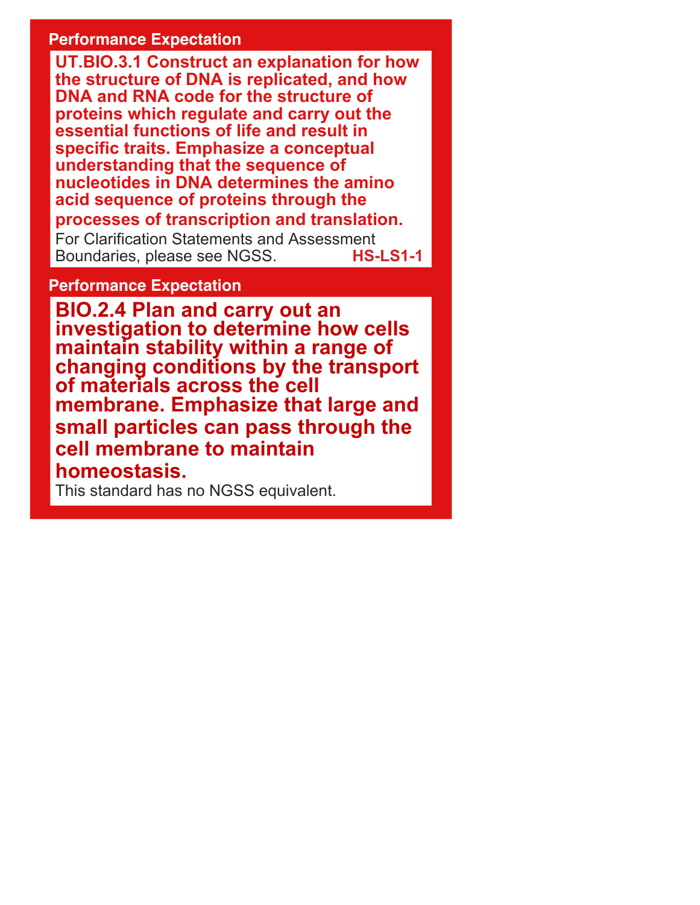**Performance Expectation**

**UT.BIO.3.1 Construct an explanation for how the structure of DNA is replicated, and how DNA and RNA code for the structure of proteins which regulate and carry out the essential functions of life and result in specific traits. Emphasize a conceptual understanding that the sequence of nucleotides in DNA determines the amino acid sequence of proteins through the processes of transcription and translation.**

For Clarification Statements and Assessment Boundaries, please see NGSS. **HS-LS1-1**

**Performance Expectation**

**BIO.2.4 Plan and carry out an investigation to determine how cells maintain stability within a range of changing conditions by the transport of materials across the cell membrane. Emphasize that large and small particles can pass through the cell membrane to maintain homeostasis.**

This standard has no NGSS equivalent.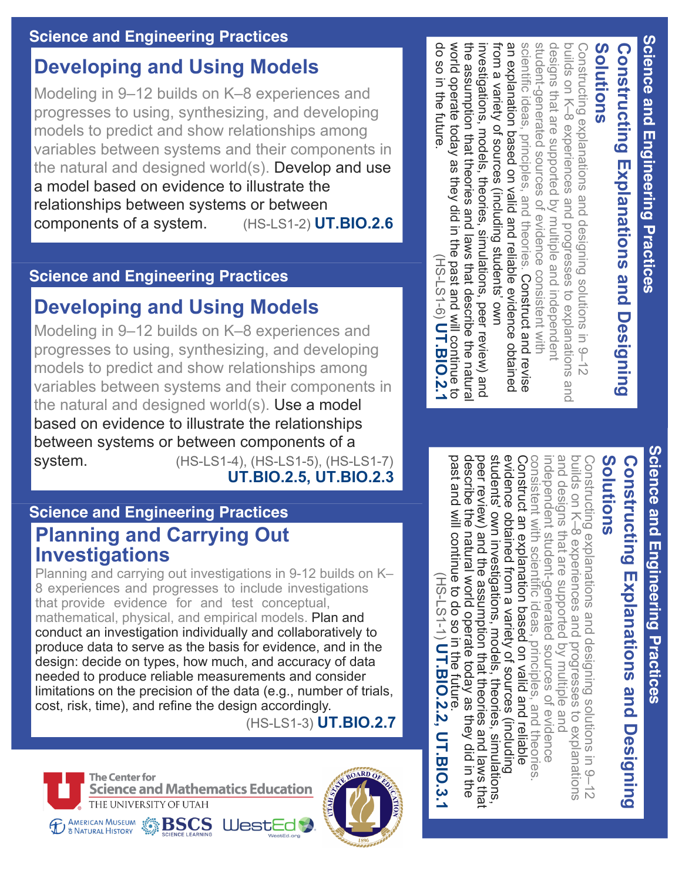## Science and Engineering Practices

### Developing and Using Models

Modeling in 9–12 builds on K–8 experiences and progresses to using, synthesizing, and developing models to predict and show relationships among variables between systems and their components in the natural and designed world(s). Develop and use a model based on evidence to illustrate the relationships between systems or between components of a system. (HS-LS1-2) **UT.BIO.2.6**

## Science and Engineering Practices

### Developing and Using Models

Modeling in 9–12 builds on K–8 experiences and progresses to using, synthesizing, and developing models to predict and show relationships among variables between systems and their components in the natural and designed world(s). Use a model based on evidence to illustrate the relationships between systems or between components of a system. (HS-LS1-4), (HS-LS1-5), (HS-LS1-7) **UT.BIO.2.5, UT.BIO.2.3**

## Science and Engineering Practices

### Planning and Carrying Out Investigations

Planning and carrying out investigations in 9-12 builds on K–8 experiences and progresses to include investigations that provide evidence for and test conceptual, mathematical, physical, and empirical models. Plan and conduct an investigation individually and collaboratively to produce data to serve as the basis for evidence, and in the design: decide on types, how much, and accuracy of data needed to produce reliable measurements and consider limitations on the precision of the data (e.g., number of trials, cost, risk, time), and refine the design accordingly. (HS-LS1-3) **UT.BIO.2.7**

## Science and Engineering Practices

### Constructing Explanations and Designing Solutions

Constructing explanations and designing solutions in 9–12 builds on K–8 experiences and progresses to explanations and designs that are supported by multiple and independent student-generated sources of evidence consistent with scientific ideas, principles, and theories. Construct and revise an explanation based on valid and reliable evidence obtained from a variety of sources (including students' own investigations, models, theories, simulations, peer review) and the assumption that theories and laws that describe the natural world operate today as they did in the past and will continue to do so in the future. (HS-LS1-6) **UT.BIO.2.1**

## Science and Engineering Practices

### Constructing Explanations and Designing Solutions

Constructing explanations and designing solutions in 9–12 builds on K–8 experiences and progresses to explanations and designs that are supported by multiple and independent student-generated sources of evidence consistent with scientific ideas, principles, and theories. Construct an explanation based on valid and reliable evidence obtained from a variety of sources (including students' own investigations, models, theories, simulations, peer review) and the assumption that theories and laws that describe the natural world operate today as they did in the past and will continue to do so in the future. (HS-LS1-1) **UT.BIO.2.2, UT.BIO.3.1**

The Center for Science and Mathematics Education
THE UNIVERSITY OF UTAH

American Museum of Natural History · BSCS Science Learning · WestEd · Utah State Board of Education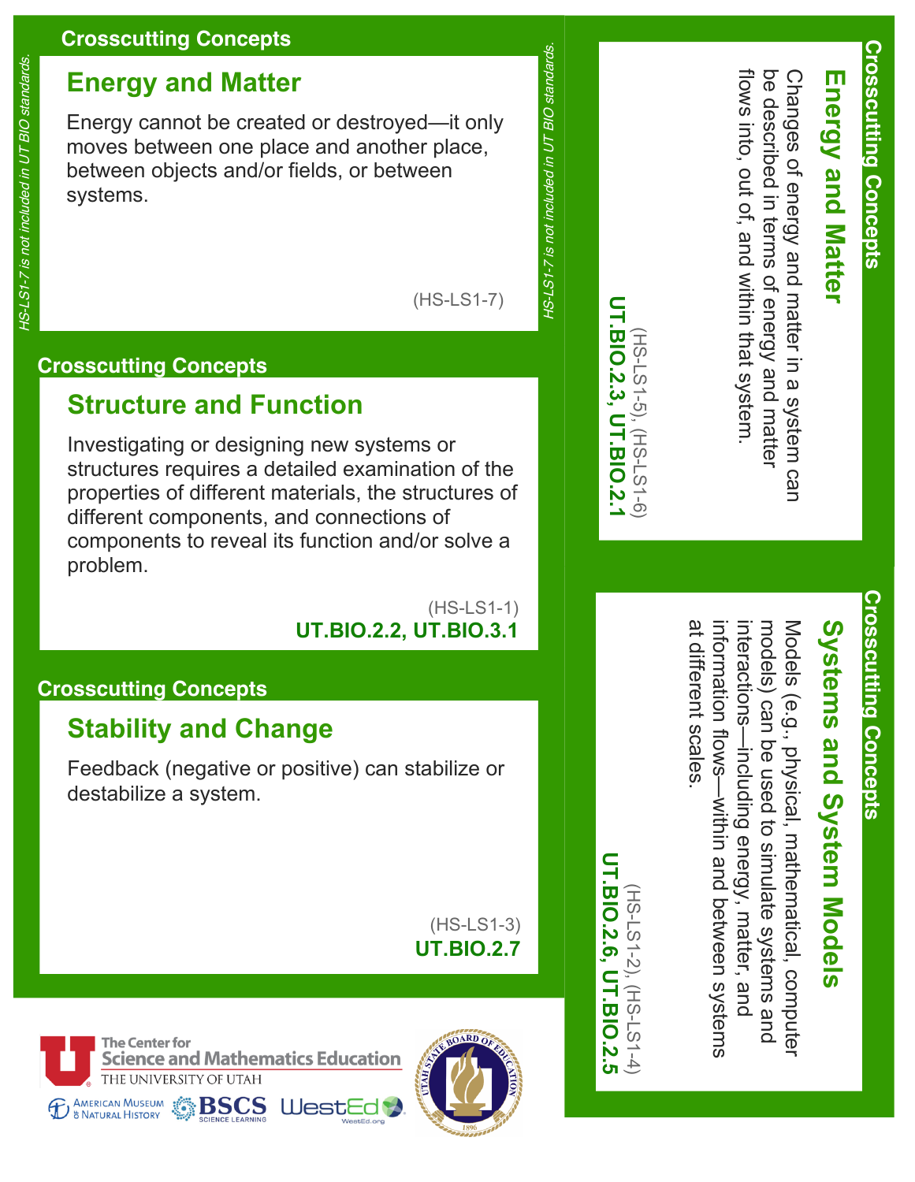## Crosscutting Concepts

### Energy and Matter

Energy cannot be created or destroyed—it only moves between one place and another place, between objects and/or fields, or between systems.

(HS-LS1-7)

*HS-LS1-7 is not included in UT BIO standards.*

## Crosscutting Concepts

### Structure and Function

Investigating or designing new systems or structures requires a detailed examination of the properties of different materials, the structures of different components, and connections of components to reveal its function and/or solve a problem.

(HS-LS1-1)
**UT.BIO.2.2, UT.BIO.3.1**

## Crosscutting Concepts

### Stability and Change

Feedback (negative or positive) can stabilize or destabilize a system.

(HS-LS1-3)
**UT.BIO.2.7**

## Crosscutting Concepts

### Energy and Matter

Changes of energy and matter in a system can be described in terms of energy and matter flows into, out of, and within that system.

(HS-LS1-5), (HS-LS1-6)
**UT.BIO.2.3, UT.BIO.2.1**

## Crosscutting Concepts

### Systems and System Models

Models (e.g., physical, mathematical, computer models) can be used to simulate systems and interactions—including energy, matter, and information flows—within and between systems at different scales.

(HS-LS1-2), (HS-LS1-4)
**UT.BIO.2.6, UT.BIO.2.5**

The Center for Science and Mathematics Education, The University of Utah

American Museum of Natural History · BSCS Science Learning · WestEd · Utah State Board of Education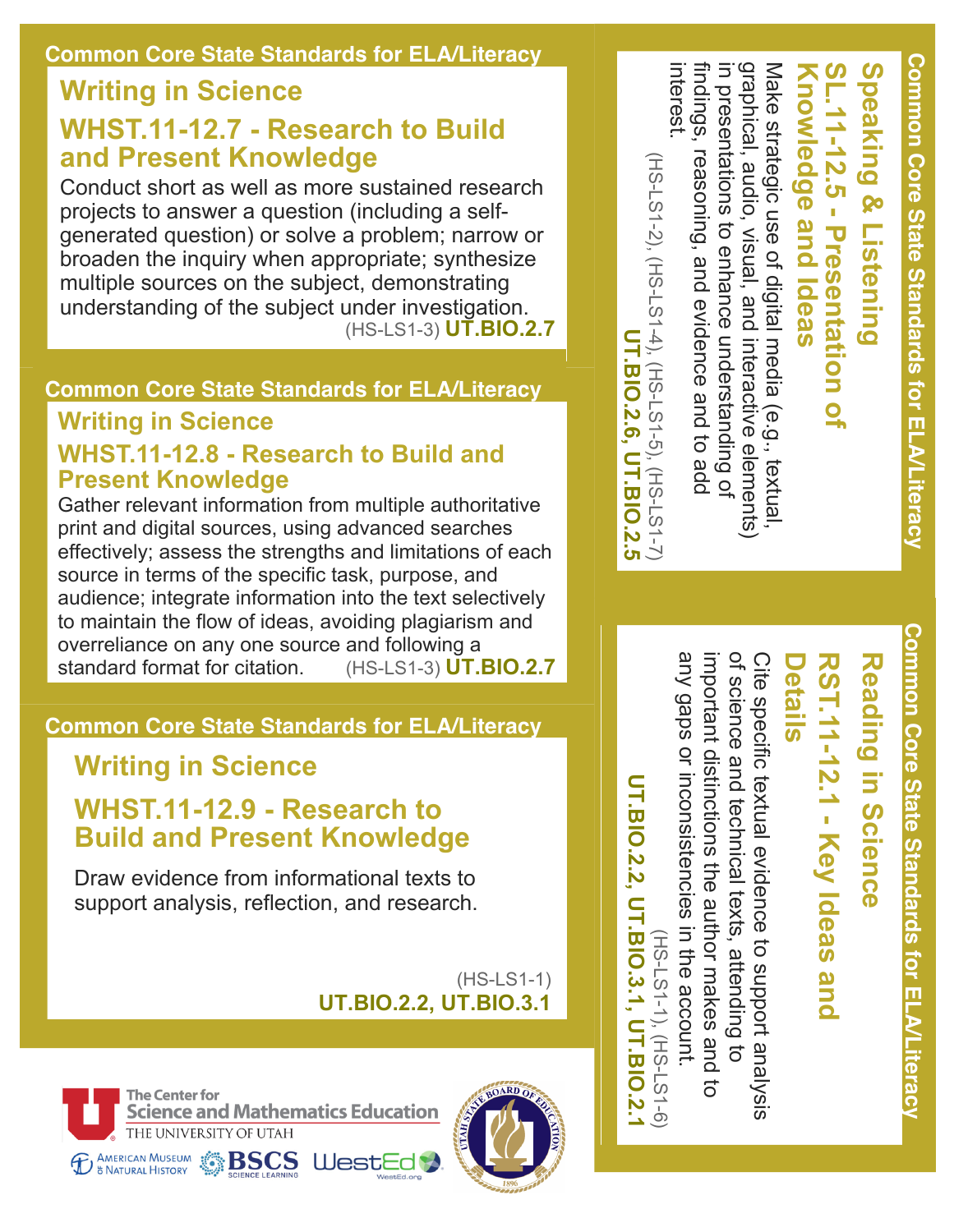## Common Core State Standards for ELA/Literacy

### Writing in Science

### WHST.11-12.7 - Research to Build and Present Knowledge

Conduct short as well as more sustained research projects to answer a question (including a self-generated question) or solve a problem; narrow or broaden the inquiry when appropriate; synthesize multiple sources on the subject, demonstrating understanding of the subject under investigation.

(HS-LS1-3) **UT.BIO.2.7**

## Common Core State Standards for ELA/Literacy

### Writing in Science

### WHST.11-12.8 - Research to Build and Present Knowledge

Gather relevant information from multiple authoritative print and digital sources, using advanced searches effectively; assess the strengths and limitations of each source in terms of the specific task, purpose, and audience; integrate information into the text selectively to maintain the flow of ideas, avoiding plagiarism and overreliance on any one source and following a standard format for citation.

(HS-LS1-3) **UT.BIO.2.7**

## Common Core State Standards for ELA/Literacy

### Writing in Science

### WHST.11-12.9 - Research to Build and Present Knowledge

Draw evidence from informational texts to support analysis, reflection, and research.

(HS-LS1-1)
**UT.BIO.2.2, UT.BIO.3.1**

## Common Core State Standards for ELA/Literacy

### Speaking & Listening

### SL.11-12.5 - Presentation of Knowledge and Ideas

Make strategic use of digital media (e.g., textual, graphical, audio, visual, and interactive elements) in presentations to enhance understanding of findings, reasoning, and evidence and to add interest.

(HS-LS1-2), (HS-LS1-4), (HS-LS1-5), (HS-LS1-7)
**UT.BIO.2.6, UT.BIO.2.5**

## Common Core State Standards for ELA/Literacy

### Reading in Science

### RST.11-12.1 - Key Ideas and Details

Cite specific textual evidence to support analysis of science and technical texts, attending to important distinctions the author makes and to any gaps or inconsistencies in the account.

(HS-LS1-1), (HS-LS1-6)
**UT.BIO.2.2, UT.BIO.3.1, UT.BIO.2.1**

The Center for Science and Mathematics Education
THE UNIVERSITY OF UTAH

American Museum of Natural History · BSCS Science Learning · WestEd

Utah State Board of Education 1896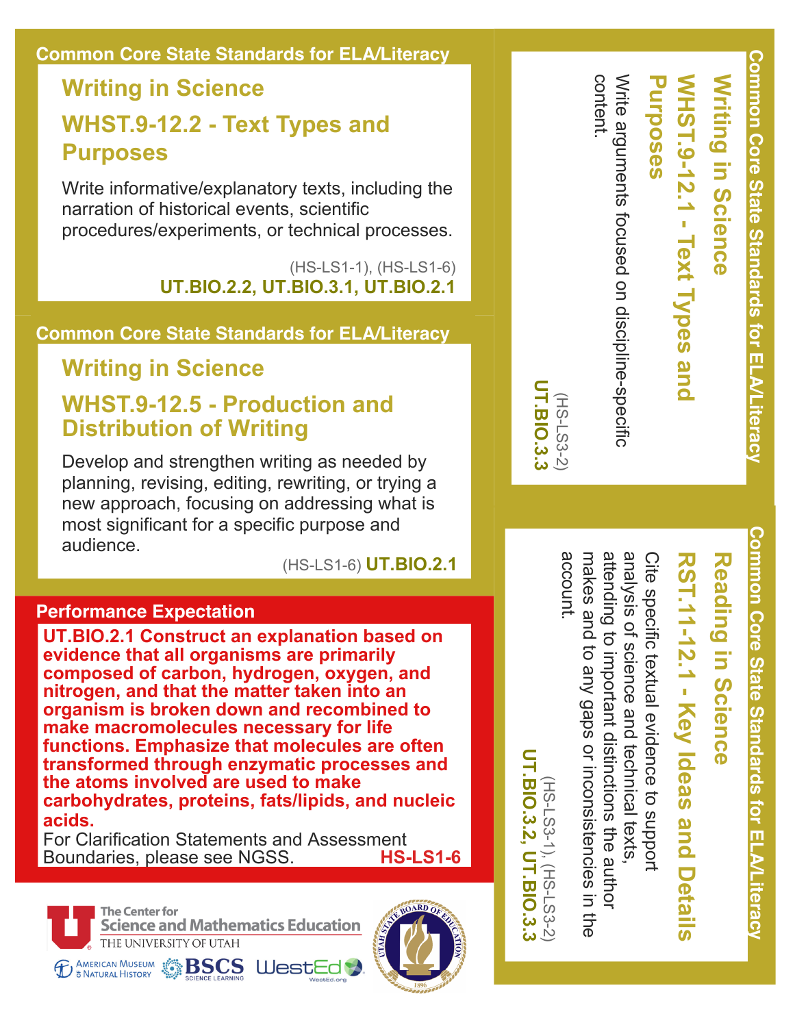## Common Core State Standards for ELA/Literacy

### Writing in Science

### WHST.9-12.2 - Text Types and Purposes

Write informative/explanatory texts, including the narration of historical events, scientific procedures/experiments, or technical processes.

(HS-LS1-1), (HS-LS1-6)
**UT.BIO.2.2, UT.BIO.3.1, UT.BIO.2.1**

## Common Core State Standards for ELA/Literacy

### Writing in Science

### WHST.9-12.5 - Production and Distribution of Writing

Develop and strengthen writing as needed by planning, revising, editing, rewriting, or trying a new approach, focusing on addressing what is most significant for a specific purpose and audience.

(HS-LS1-6) **UT.BIO.2.1**

## Performance Expectation

**UT.BIO.2.1 Construct an explanation based on evidence that all organisms are primarily composed of carbon, hydrogen, oxygen, and nitrogen, and that the matter taken into an organism is broken down and recombined to make macromolecules necessary for life functions. Emphasize that molecules are often transformed through enzymatic processes and the atoms involved are used to make carbohydrates, proteins, fats/lipids, and nucleic acids.**

For Clarification Statements and Assessment Boundaries, please see NGSS. **HS-LS1-6**

## Common Core State Standards for ELA/Literacy

### Writing in Science

### WHST.9-12.1 - Text Types and Purposes

Write arguments focused on discipline-specific content.

(HS-LS3-2)
**UT.BIO.3.3**

## Common Core State Standards for ELA/Literacy

### Reading in Science

### RST.11-12.1 - Key Ideas and Details

Cite specific textual evidence to support analysis of science and technical texts, attending to important distinctions the author makes and to any gaps or inconsistencies in the account.

(HS-LS3-1), (HS-LS3-2)
**UT.BIO.3.2, UT.BIO.3.3**

The Center for Science and Mathematics Education
THE UNIVERSITY OF UTAH

American Museum of Natural History · BSCS Science Learning · WestEd · Utah State Board of Education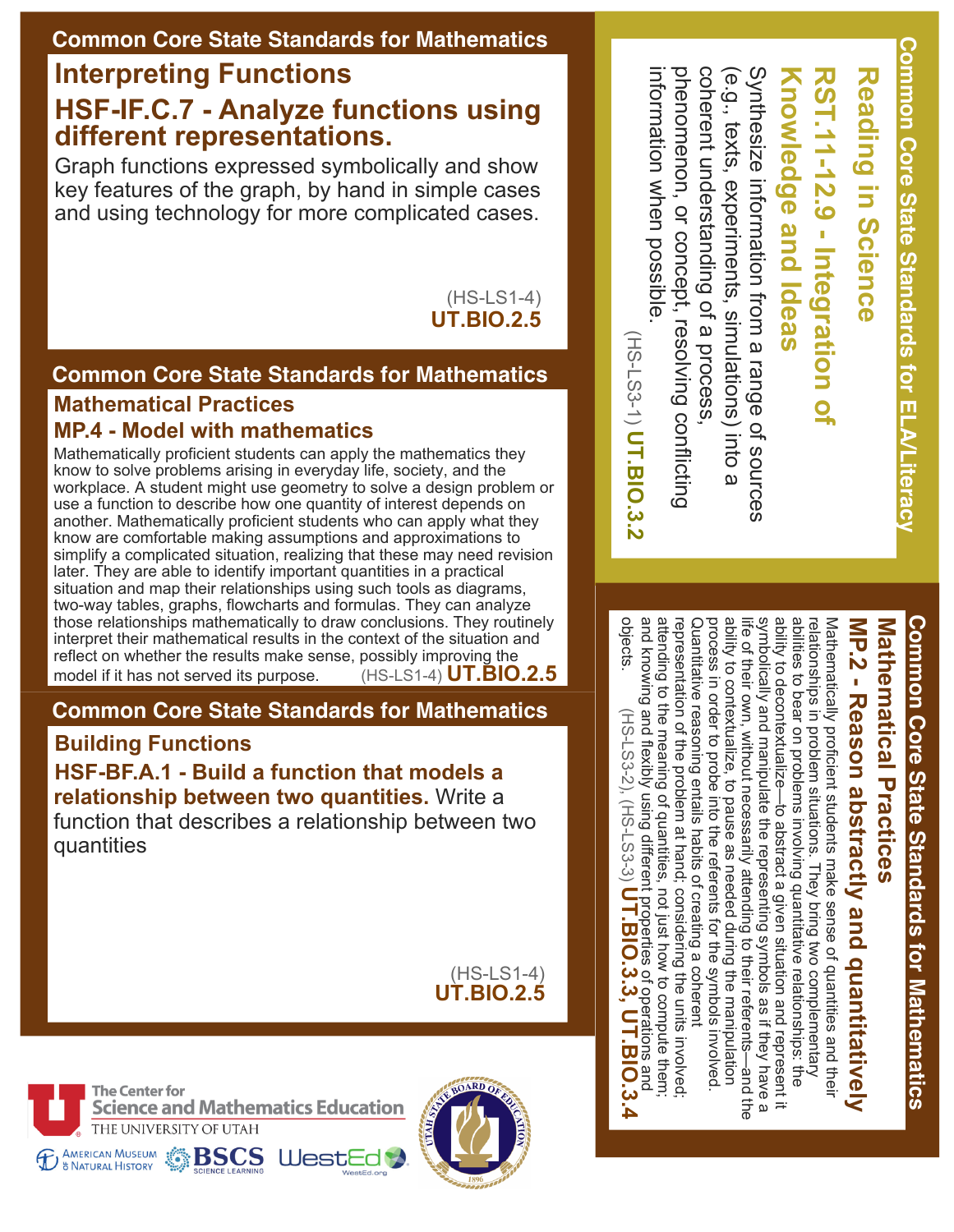## Common Core State Standards for Mathematics

### Interpreting Functions

### HSF-IF.C.7 - Analyze functions using different representations.

Graph functions expressed symbolically and show key features of the graph, by hand in simple cases and using technology for more complicated cases.

(HS-LS1-4)
**UT.BIO.2.5**

## Common Core State Standards for Mathematics

### Mathematical Practices

### MP.4 - Model with mathematics

Mathematically proficient students can apply the mathematics they know to solve problems arising in everyday life, society, and the workplace. A student might use geometry to solve a design problem or use a function to describe how one quantity of interest depends on another. Mathematically proficient students who can apply what they know are comfortable making assumptions and approximations to simplify a complicated situation, realizing that these may need revision later. They are able to identify important quantities in a practical situation and map their relationships using such tools as diagrams, two-way tables, graphs, flowcharts and formulas. They can analyze those relationships mathematically to draw conclusions. They routinely interpret their mathematical results in the context of the situation and reflect on whether the results make sense, possibly improving the model if it has not served its purpose. (HS-LS1-4) **UT.BIO.2.5**

## Common Core State Standards for Mathematics

### Building Functions

**HSF-BF.A.1 - Build a function that models a relationship between two quantities.** Write a function that describes a relationship between two quantities

(HS-LS1-4)
**UT.BIO.2.5**

## Common Core State Standards for ELA/Literacy

### Reading in Science

### RST.11-12.9 - Integration of Knowledge and Ideas

Synthesize information from a range of sources (e.g., texts, experiments, simulations) into a coherent understanding of a process, phenomenon, or concept, resolving conflicting information when possible.

(HS-LS3-1) **UT.BIO.3.2**

## Common Core State Standards for Mathematics

### Mathematical Practices

### MP.2 - Reason abstractly and quantitatively

Mathematically proficient students make sense of quantities and their relationships in problem situations. They bring two complementary abilities to bear on problems involving quantitative relationships: the ability to decontextualize—to abstract a given situation and represent it symbolically and manipulate the representing symbols as if they have a life of their own, without necessarily attending to their referents—and the ability to contextualize, to pause as needed during the manipulation process in order to probe into the referents for the symbols involved. Quantitative reasoning entails habits of creating a coherent representation of the problem at hand; considering the units involved; attending to the meaning of quantities, not just how to compute them; and knowing and flexibly using different properties of operations and objects. (HS-LS3-2), (HS-LS3-3) **UT.BIO.3.3, UT.BIO.3.4**

The Center for Science and Mathematics Education, The University of Utah
American Museum of Natural History
BSCS Science Learning
WestEd
Utah State Board of Education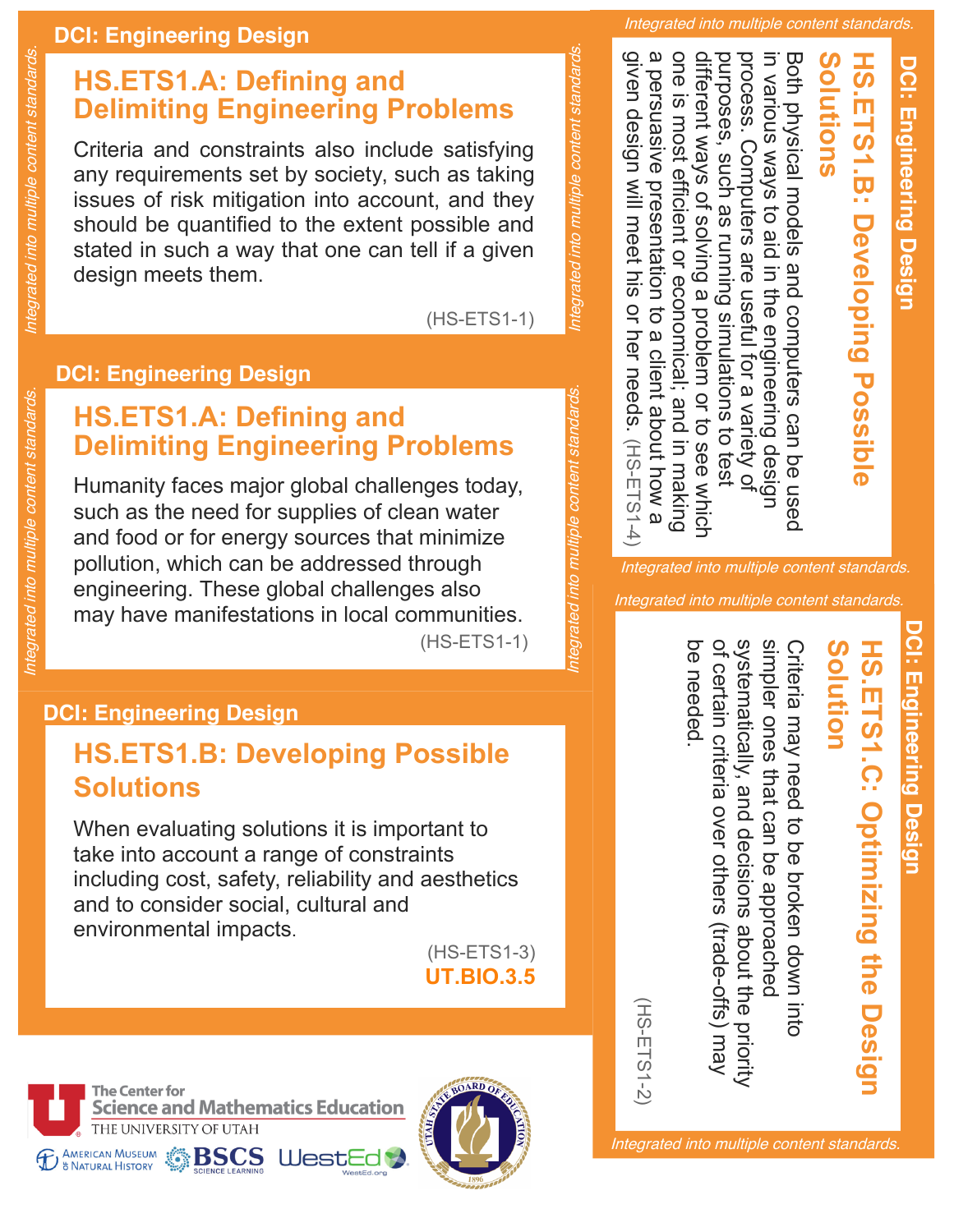## DCI: Engineering Design

### HS.ETS1.A: Defining and Delimiting Engineering Problems

Criteria and constraints also include satisfying any requirements set by society, such as taking issues of risk mitigation into account, and they should be quantified to the extent possible and stated in such a way that one can tell if a given design meets them.

(HS-ETS1-1)

*Integrated into multiple content standards.*

## DCI: Engineering Design

### HS.ETS1.A: Defining and Delimiting Engineering Problems

Humanity faces major global challenges today, such as the need for supplies of clean water and food or for energy sources that minimize pollution, which can be addressed through engineering. These global challenges also may have manifestations in local communities.

(HS-ETS1-1)

*Integrated into multiple content standards.*

## DCI: Engineering Design

### HS.ETS1.B: Developing Possible Solutions

When evaluating solutions it is important to take into account a range of constraints including cost, safety, reliability and aesthetics and to consider social, cultural and environmental impacts.

(HS-ETS1-3)

**UT.BIO.3.5**

## DCI: Engineering Design

### HS.ETS1.B: Developing Possible Solutions

Both physical models and computers can be used in various ways to aid in the engineering design process. Computers are useful for a variety of purposes, such as running simulations to test different ways of solving a problem or to see which one is most efficient or economical; and in making a persuasive presentation to a client about how a given design will meet his or her needs. (HS-ETS1-4)

*Integrated into multiple content standards.*

## DCI: Engineering Design

### HS.ETS1.C: Optimizing the Design Solution

Criteria may need to be broken down into simpler ones that can be approached systematically, and decisions about the priority of certain criteria over others (trade-offs) may be needed.

(HS-ETS1-2)

*Integrated into multiple content standards.*

The Center for Science and Mathematics Education, The University of Utah

American Museum of Natural History | BSCS Science Learning | WestEd | Utah State Board of Education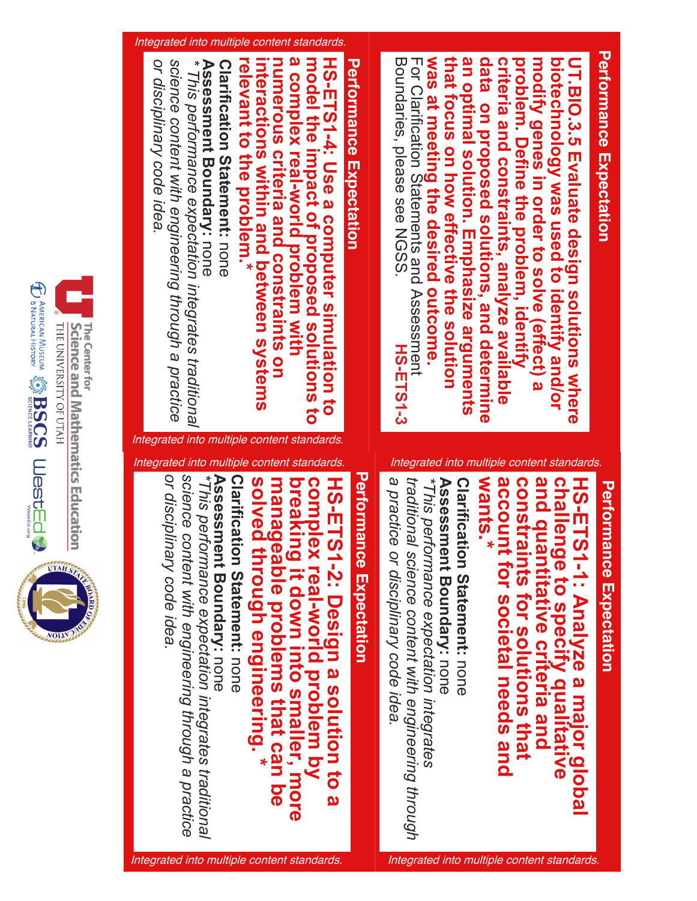## Performance Expectation

**UT.BIO.3.5 Evaluate design solutions where biotechnology was used to identify and/or modify genes in order to solve (effect) a problem. Define the problem, identify criteria and constraints, analyze available data on proposed solutions, and determine an optimal solution. Emphasize arguments that focus on how effective the solution was at meeting the desired outcome.**

For Clarification Statements and Assessment Boundaries, please see NGSS. **HS-ETS1-3**

*Integrated into multiple content standards.*

## Performance Expectation

**HS-ETS1-4: Use a computer simulation to model the impact of proposed solutions to a complex real-world problem with numerous criteria and constraints on interactions within and between systems relevant to the problem.***

**Clarification Statement:** none

**Assessment Boundary:** none

*\* This performance expectation integrates traditional science content with engineering through a practice or disciplinary code idea.*

*Integrated into multiple content standards.*

## Performance Expectation

**HS-ETS1-1: Analyze a major global challenge to specify qualitative and quantitative criteria and constraints for solutions that account for societal needs and wants.***

**Clarification Statement:** none

**Assessment Boundary:** none

*\*This performance expectation integrates traditional science content with engineering through a practice or disciplinary code idea.*

*Integrated into multiple content standards.*

## Performance Expectation

**HS-ETS1-2: Design a solution to a complex real-world problem by breaking it down into smaller, more manageable problems that can be solved through engineering.***

**Clarification Statement:** none

**Assessment Boundary:** none

*\*This performance expectation integrates traditional science content with engineering through a practice or disciplinary code idea.*

*Integrated into multiple content standards.*

The Center for Science and Mathematics Education, The University of Utah | American Museum of Natural History | BSCS Science Learning | WestEd | Utah State Board of Education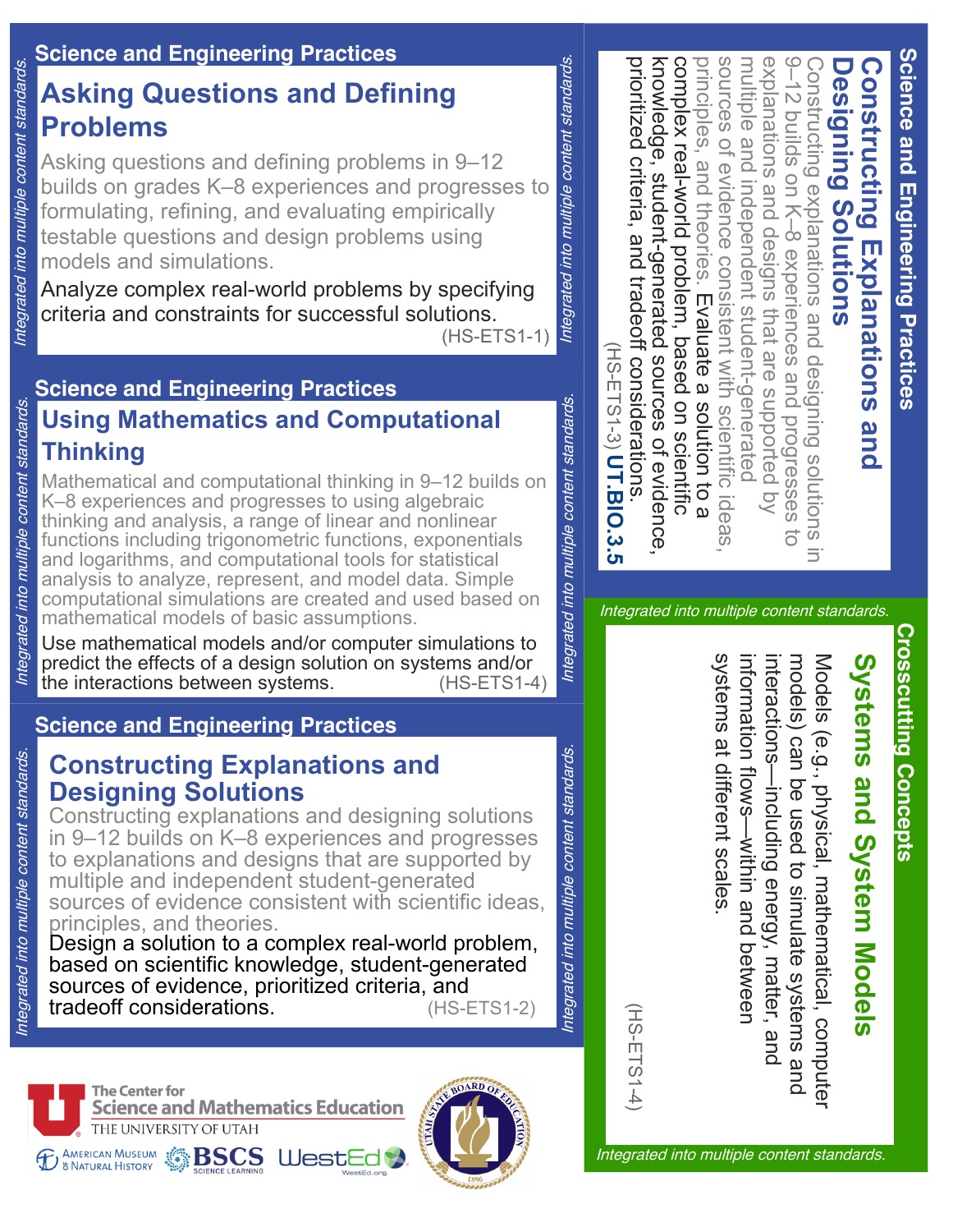## Science and Engineering Practices

### Asking Questions and Defining Problems

Asking questions and defining problems in 9–12 builds on grades K–8 experiences and progresses to formulating, refining, and evaluating empirically testable questions and design problems using models and simulations.

Analyze complex real-world problems by specifying criteria and constraints for successful solutions. (HS-ETS1-1)

*Integrated into multiple content standards.*

## Science and Engineering Practices

### Using Mathematics and Computational Thinking

Mathematical and computational thinking in 9–12 builds on K–8 experiences and progresses to using algebraic thinking and analysis, a range of linear and nonlinear functions including trigonometric functions, exponentials and logarithms, and computational tools for statistical analysis to analyze, represent, and model data. Simple computational simulations are created and used based on mathematical models of basic assumptions.

Use mathematical models and/or computer simulations to predict the effects of a design solution on systems and/or the interactions between systems. (HS-ETS1-4)

*Integrated into multiple content standards.*

## Science and Engineering Practices

### Constructing Explanations and Designing Solutions

Constructing explanations and designing solutions in 9–12 builds on K–8 experiences and progresses to explanations and designs that are supported by multiple and independent student-generated sources of evidence consistent with scientific ideas, principles, and theories.

Design a solution to a complex real-world problem, based on scientific knowledge, student-generated sources of evidence, prioritized criteria, and tradeoff considerations. (HS-ETS1-2)

*Integrated into multiple content standards.*

## Science and Engineering Practices

### Constructing Explanations and Designing Solutions

Constructing explanations and designing solutions in 9–12 builds on K–8 experiences and progresses to explanations and designs that are supported by multiple and independent student-generated sources of evidence consistent with scientific ideas, principles, and theories. Evaluate a solution to a complex real-world problem, based on scientific knowledge, student-generated sources of evidence, prioritized criteria, and tradeoff considerations. (HS-ETS1-3) **UT.BIO.3.5**

*Integrated into multiple content standards.*

## Crosscutting Concepts

### Systems and System Models

Models (e.g., physical, mathematical, computer models) can be used to simulate systems and interactions—including energy, matter, and information flows—within and between systems at different scales. (HS-ETS1-4)

*Integrated into multiple content standards.*

The Center for Science and Mathematics Education, The University of Utah

American Museum of Natural History · BSCS Science Learning · WestEd

Utah State Board of Education 1896